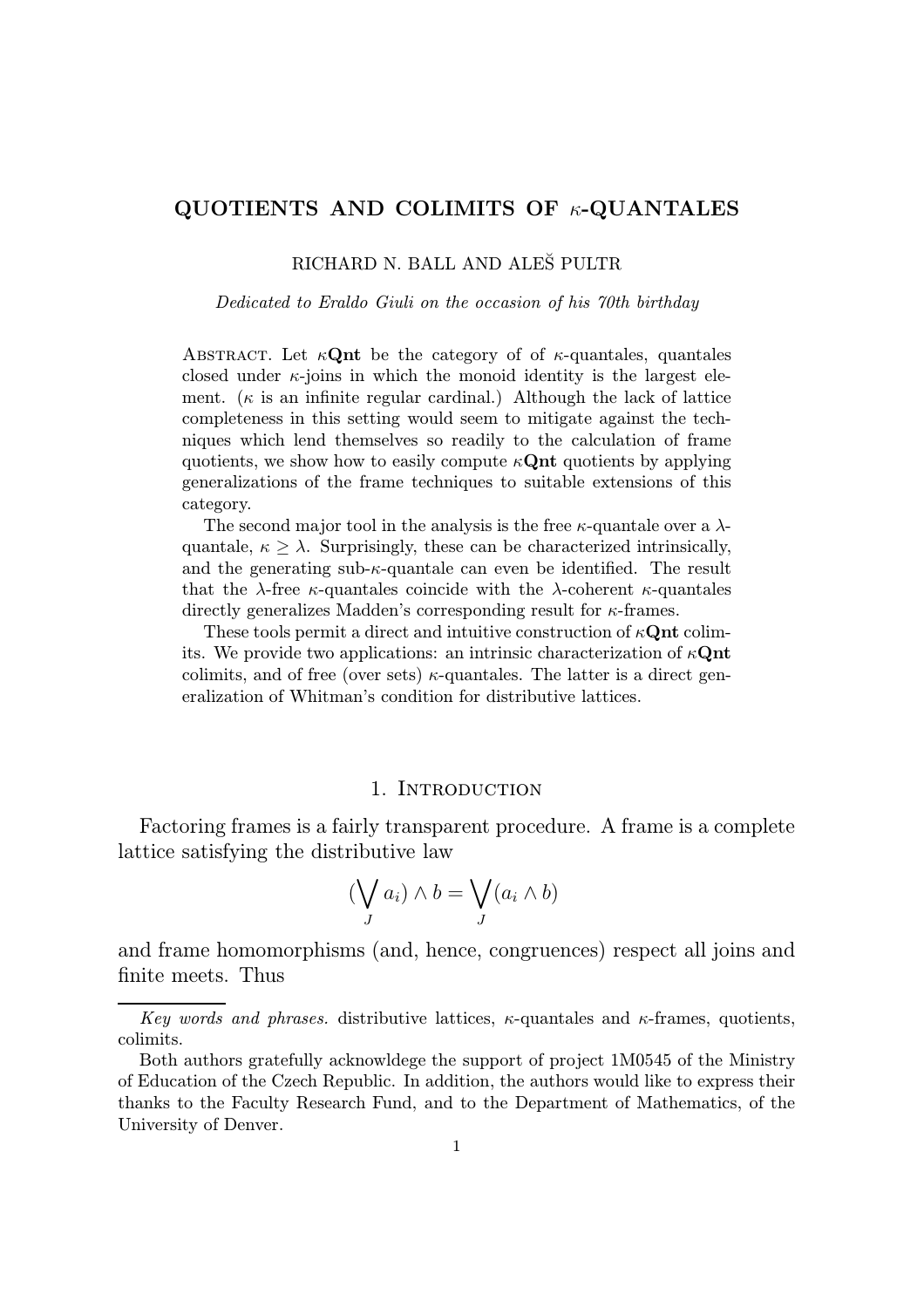# QUOTIENTS AND COLIMITS OF $\kappa$-QUANTALES

RICHARD N. BALL AND ALEŠ PULTR

*Dedicated to Eraldo Giuli on the occasion of his 70th birthday*

Abstract. Let $\kappa$**Qnt** be the category of of $\kappa$-quantales, quantales closed under $\kappa$-joins in which the monoid identity is the largest element. ($\kappa$ is an infinite regular cardinal.) Although the lack of lattice completeness in this setting would seem to mitigate against the techniques which lend themselves so readily to the calculation of frame quotients, we show how to easily compute $\kappa$**Qnt** quotients by applying generalizations of the frame techniques to suitable extensions of this category.

The second major tool in the analysis is the free $\kappa$-quantale over a $\lambda$-quantale, $\kappa \geq \lambda$. Surprisingly, these can be characterized intrinsically, and the generating sub-$\kappa$-quantale can even be identified. The result that the $\lambda$-free $\kappa$-quantales coincide with the $\lambda$-coherent $\kappa$-quantales directly generalizes Madden's corresponding result for $\kappa$-frames.

These tools permit a direct and intuitive construction of $\kappa$**Qnt** colimits. We provide two applications: an intrinsic characterization of $\kappa$**Qnt** colimits, and of free (over sets) $\kappa$-quantales. The latter is a direct generalization of Whitman's condition for distributive lattices.

## 1. Introduction

Factoring frames is a fairly transparent procedure. A frame is a complete lattice satisfying the distributive law

$$(\bigvee_J a_i) \wedge b = \bigvee_J (a_i \wedge b)$$

and frame homomorphisms (and, hence, congruences) respect all joins and finite meets. Thus

---

*Key words and phrases.* distributive lattices, $\kappa$-quantales and $\kappa$-frames, quotients, colimits.

Both authors gratefully acknowldege the support of project 1M0545 of the Ministry of Education of the Czech Republic. In addition, the authors would like to express their thanks to the Faculty Research Fund, and to the Department of Mathematics, of the University of Denver.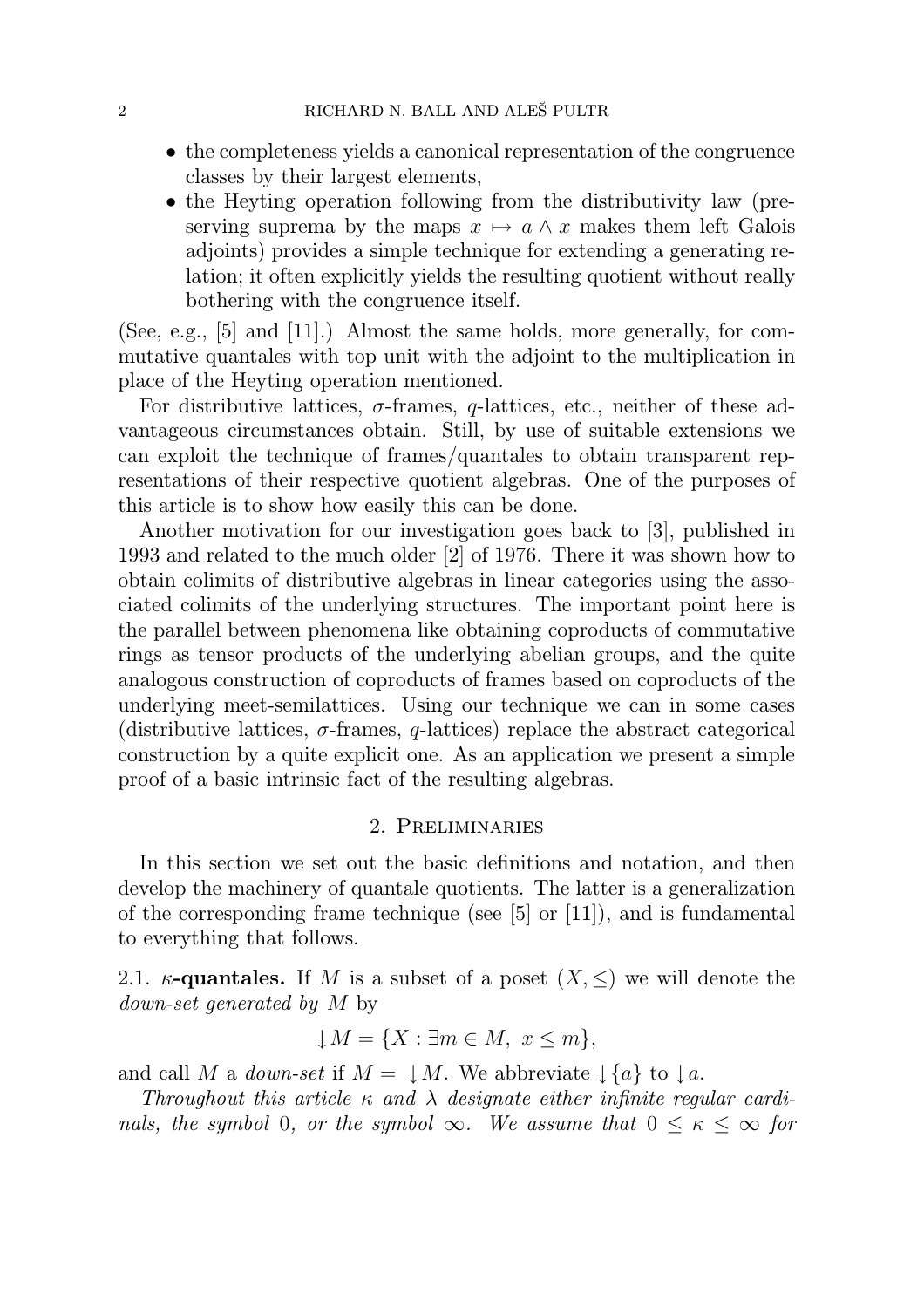- the completeness yields a canonical representation of the congruence classes by their largest elements,
- the Heyting operation following from the distributivity law (preserving suprema by the maps $x \mapsto a \wedge x$ makes them left Galois adjoints) provides a simple technique for extending a generating relation; it often explicitly yields the resulting quotient without really bothering with the congruence itself.

(See, e.g., [5] and [11].) Almost the same holds, more generally, for commutative quantales with top unit with the adjoint to the multiplication in place of the Heyting operation mentioned.

For distributive lattices, $\sigma$-frames, $q$-lattices, etc., neither of these advantageous circumstances obtain. Still, by use of suitable extensions we can exploit the technique of frames/quantales to obtain transparent representations of their respective quotient algebras. One of the purposes of this article is to show how easily this can be done.

Another motivation for our investigation goes back to [3], published in 1993 and related to the much older [2] of 1976. There it was shown how to obtain colimits of distributive algebras in linear categories using the associated colimits of the underlying structures. The important point here is the parallel between phenomena like obtaining coproducts of commutative rings as tensor products of the underlying abelian groups, and the quite analogous construction of coproducts of frames based on coproducts of the underlying meet-semilattices. Using our technique we can in some cases (distributive lattices, $\sigma$-frames, $q$-lattices) replace the abstract categorical construction by a quite explicit one. As an application we present a simple proof of a basic intrinsic fact of the resulting algebras.

## 2. Preliminaries

In this section we set out the basic definitions and notation, and then develop the machinery of quantale quotients. The latter is a generalization of the corresponding frame technique (see [5] or [11]), and is fundamental to everything that follows.

2.1. **$\kappa$-quantales.** If $M$ is a subset of a poset $(X, \leq)$ we will denote the *down-set generated by* $M$ by

$$\downarrow M = \{X : \exists m \in M,\ x \leq m\},$$

and call $M$ a *down-set* if $M = \downarrow M$. We abbreviate $\downarrow\{a\}$ to $\downarrow a$.

*Throughout this article $\kappa$ and $\lambda$ designate either infinite regular cardinals, the symbol 0, or the symbol $\infty$. We assume that $0 \leq \kappa \leq \infty$ for*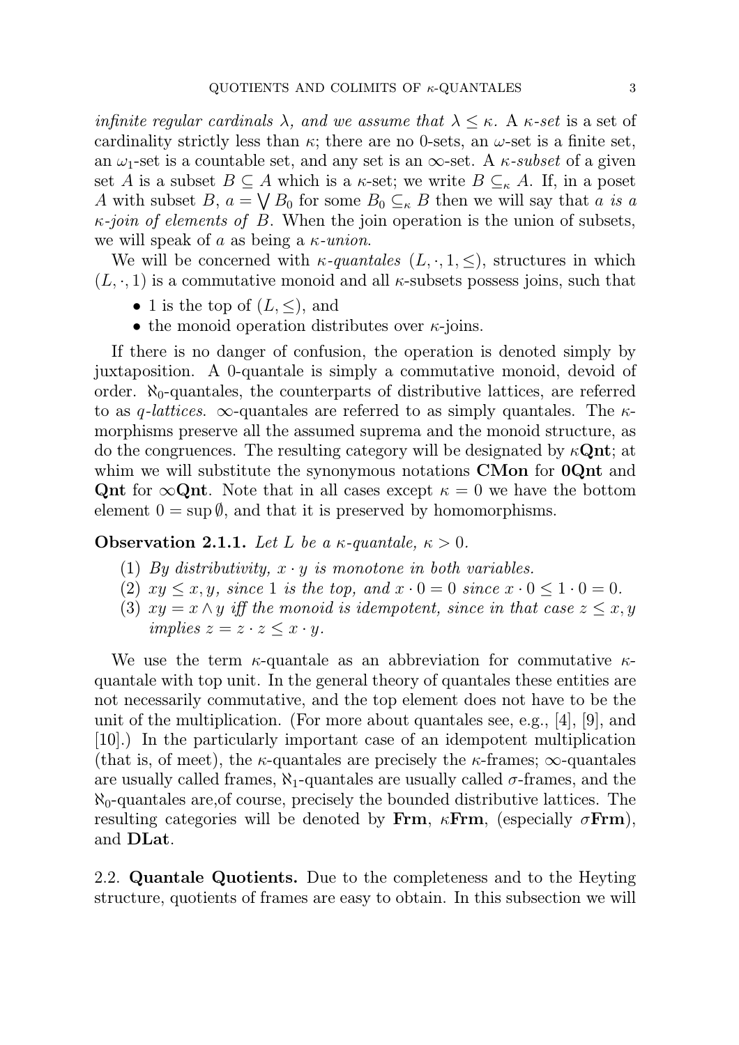*infinite regular cardinals $\lambda$, and we assume that $\lambda \leq \kappa$.* A *$\kappa$-set* is a set of cardinality strictly less than $\kappa$; there are no 0-sets, an $\omega$-set is a finite set, an $\omega_1$-set is a countable set, and any set is an $\infty$-set. A *$\kappa$-subset* of a given set $A$ is a subset $B \subseteq A$ which is a $\kappa$-set; we write $B \subseteq_\kappa A$. If, in a poset $A$ with subset $B$, $a = \bigvee B_0$ for some $B_0 \subseteq_\kappa B$ then we will say that *$a$ is a $\kappa$-join of elements of $B$*. When the join operation is the union of subsets, we will speak of $a$ as being a *$\kappa$-union*.

We will be concerned with *$\kappa$-quantales* $(L, \cdot, 1, \leq)$, structures in which $(L, \cdot, 1)$ is a commutative monoid and all $\kappa$-subsets possess joins, such that

- 1 is the top of $(L, \leq)$, and
- the monoid operation distributes over $\kappa$-joins.

If there is no danger of confusion, the operation is denoted simply by juxtaposition. A 0-quantale is simply a commutative monoid, devoid of order. $\aleph_0$-quantales, the counterparts of distributive lattices, are referred to as *q-lattices*. $\infty$-quantales are referred to as simply quantales. The $\kappa$-morphisms preserve all the assumed suprema and the monoid structure, as do the congruences. The resulting category will be designated by $\kappa$**Qnt**; at whim we will substitute the synonymous notations **CMon** for **0Qnt** and **Qnt** for $\infty$**Qnt**. Note that in all cases except $\kappa = 0$ we have the bottom element $0 = \sup \emptyset$, and that it is preserved by homomorphisms.

**Observation 2.1.1.** *Let $L$ be a $\kappa$-quantale, $\kappa > 0$.*

1. *By distributivity, $x \cdot y$ is monotone in both variables.*
2. *$xy \leq x, y$, since 1 is the top, and $x \cdot 0 = 0$ since $x \cdot 0 \leq 1 \cdot 0 = 0$.*
3. *$xy = x \wedge y$ iff the monoid is idempotent, since in that case $z \leq x, y$ implies $z = z \cdot z \leq x \cdot y$.*

We use the term $\kappa$-quantale as an abbreviation for commutative $\kappa$-quantale with top unit. In the general theory of quantales these entities are not necessarily commutative, and the top element does not have to be the unit of the multiplication. (For more about quantales see, e.g., [4], [9], and [10].) In the particularly important case of an idempotent multiplication (that is, of meet), the $\kappa$-quantales are precisely the $\kappa$-frames; $\infty$-quantales are usually called frames, $\aleph_1$-quantales are usually called $\sigma$-frames, and the $\aleph_0$-quantales are,of course, precisely the bounded distributive lattices. The resulting categories will be denoted by **Frm**, $\kappa$**Frm**, (especially $\sigma$**Frm**), and **DLat**.

2.2. **Quantale Quotients.** Due to the completeness and to the Heyting structure, quotients of frames are easy to obtain. In this subsection we will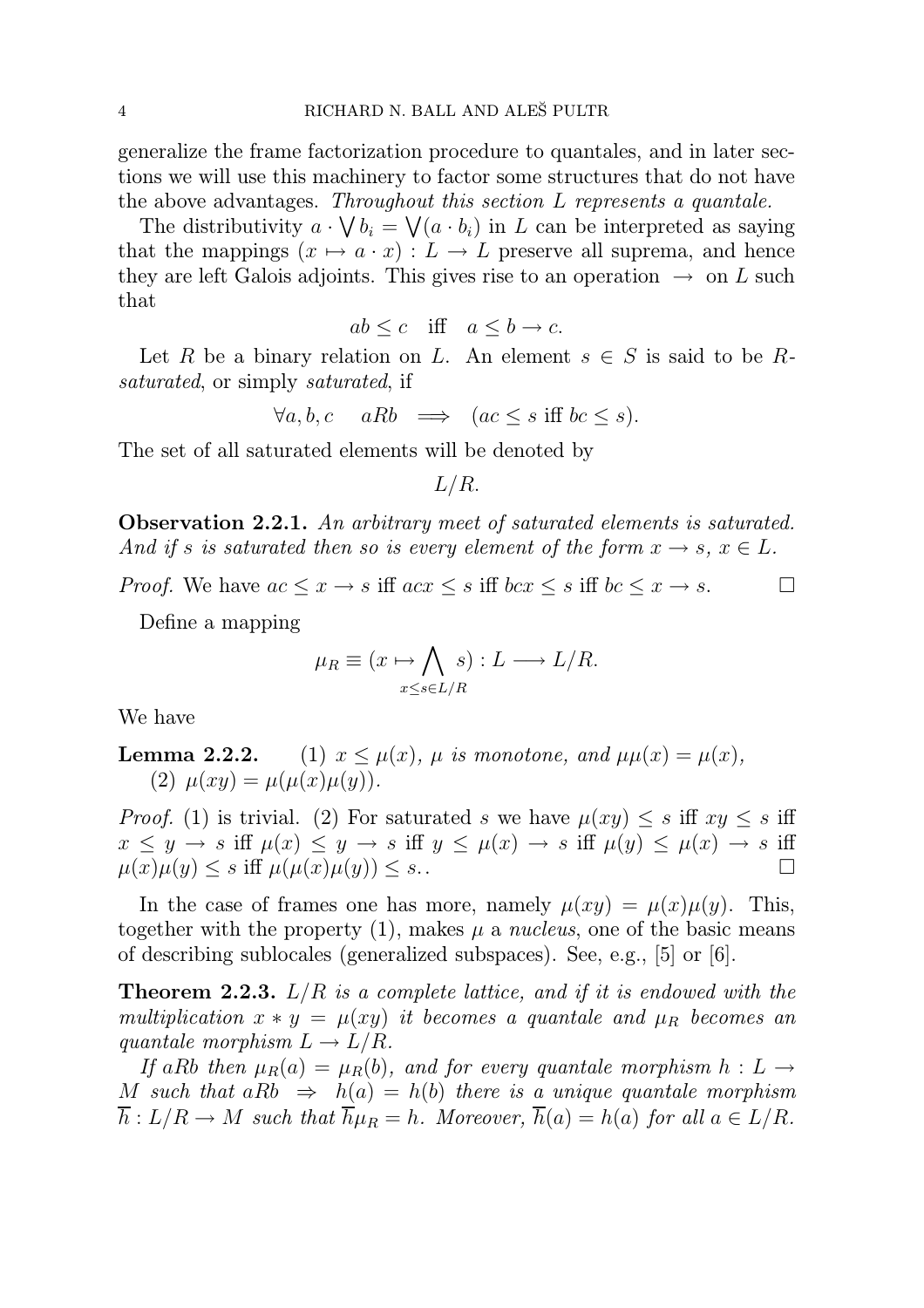generalize the frame factorization procedure to quantales, and in later sections we will use this machinery to factor some structures that do not have the above advantages. *Throughout this section $L$ represents a quantale.*

The distributivity $a \cdot \bigvee b_i = \bigvee(a \cdot b_i)$ in $L$ can be interpreted as saying that the mappings $(x \mapsto a \cdot x) : L \to L$ preserve all suprema, and hence they are left Galois adjoints. This gives rise to an operation $\to$ on $L$ such that

$$ab \leq c \quad \text{iff} \quad a \leq b \to c.$$

Let $R$ be a binary relation on $L$. An element $s \in S$ is said to be *$R$-saturated*, or simply *saturated*, if

$$\forall a, b, c \quad aRb \implies (ac \leq s \text{ iff } bc \leq s).$$

The set of all saturated elements will be denoted by

$$L/R.$$

**Observation 2.2.1.** *An arbitrary meet of saturated elements is saturated. And if $s$ is saturated then so is every element of the form $x \to s$, $x \in L$.*

*Proof.* We have $ac \leq x \to s$ iff $acx \leq s$ iff $bcx \leq s$ iff $bc \leq x \to s$. □

Define a mapping

$$\mu_R \equiv (x \mapsto \bigwedge_{x \leq s \in L/R} s) : L \longrightarrow L/R.$$

We have

**Lemma 2.2.2.** (1) *$x \leq \mu(x)$, $\mu$ is monotone, and $\mu\mu(x) = \mu(x)$,*
(2) *$\mu(xy) = \mu(\mu(x)\mu(y))$.*

*Proof.* (1) is trivial. (2) For saturated $s$ we have $\mu(xy) \leq s$ iff $xy \leq s$ iff $x \leq y \to s$ iff $\mu(x) \leq y \to s$ iff $y \leq \mu(x) \to s$ iff $\mu(y) \leq \mu(x) \to s$ iff $\mu(x)\mu(y) \leq s$ iff $\mu(\mu(x)\mu(y)) \leq s.$. □

In the case of frames one has more, namely $\mu(xy) = \mu(x)\mu(y)$. This, together with the property (1), makes $\mu$ a *nucleus*, one of the basic means of describing sublocales (generalized subspaces). See, e.g., [5] or [6].

**Theorem 2.2.3.** *$L/R$ is a complete lattice, and if it is endowed with the multiplication $x * y = \mu(xy)$ it becomes a quantale and $\mu_R$ becomes an quantale morphism $L \to L/R$.*

*If $aRb$ then $\mu_R(a) = \mu_R(b)$, and for every quantale morphism $h : L \to M$ such that $aRb \;\Rightarrow\; h(a) = h(b)$ there is a unique quantale morphism $\overline{h} : L/R \to M$ such that $\overline{h}\mu_R = h$. Moreover, $\overline{h}(a) = h(a)$ for all $a \in L/R$.*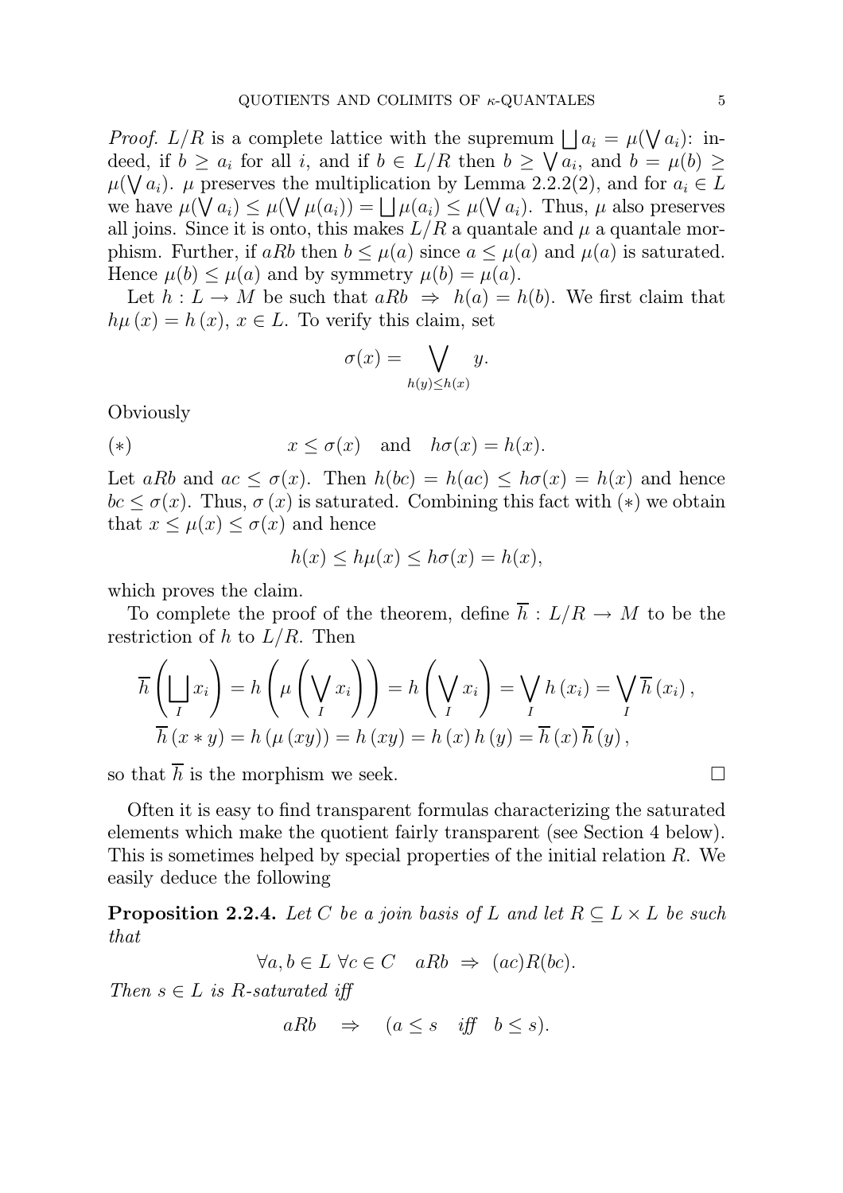*Proof.* $L/R$ is a complete lattice with the supremum $\bigsqcup a_i = \mu(\bigvee a_i)$: indeed, if $b \geq a_i$ for all $i$, and if $b \in L/R$ then $b \geq \bigvee a_i$, and $b = \mu(b) \geq \mu(\bigvee a_i)$. $\mu$ preserves the multiplication by Lemma 2.2.2(2), and for $a_i \in L$ we have $\mu(\bigvee a_i) \leq \mu(\bigvee \mu(a_i)) = \bigsqcup \mu(a_i) \leq \mu(\bigvee a_i)$. Thus, $\mu$ also preserves all joins. Since it is onto, this makes $L/R$ a quantale and $\mu$ a quantale morphism. Further, if $aRb$ then $b \leq \mu(a)$ since $a \leq \mu(a)$ and $\mu(a)$ is saturated. Hence $\mu(b) \leq \mu(a)$ and by symmetry $\mu(b) = \mu(a)$.

Let $h : L \to M$ be such that $aRb \;\Rightarrow\; h(a) = h(b)$. We first claim that $h\mu\,(x) = h\,(x)$, $x \in L$. To verify this claim, set

$$\sigma(x) = \bigvee_{h(y) \leq h(x)} y.$$

Obviously

$$(*) \qquad\qquad x \leq \sigma(x) \quad \text{and} \quad h\sigma(x) = h(x).$$

Let $aRb$ and $ac \leq \sigma(x)$. Then $h(bc) = h(ac) \leq h\sigma(x) = h(x)$ and hence $bc \leq \sigma(x)$. Thus, $\sigma\,(x)$ is saturated. Combining this fact with $(*)$ we obtain that $x \leq \mu(x) \leq \sigma(x)$ and hence

$$h(x) \leq h\mu(x) \leq h\sigma(x) = h(x),$$

which proves the claim.

To complete the proof of the theorem, define $\overline{h} : L/R \to M$ to be the restriction of $h$ to $L/R$. Then

$$\overline{h}\left(\bigsqcup_I x_i\right) = h\left(\mu\left(\bigvee_I x_i\right)\right) = h\left(\bigvee_I x_i\right) = \bigvee_I h\,(x_i) = \bigvee_I \overline{h}\,(x_i)\,,$$
$$\overline{h}\,(x * y) = h\,(\mu\,(xy)) = h\,(xy) = h\,(x)\,h\,(y) = \overline{h}\,(x)\,\overline{h}\,(y)\,,$$

so that $\overline{h}$ is the morphism we seek. $\square$

Often it is easy to find transparent formulas characterizing the saturated elements which make the quotient fairly transparent (see Section 4 below). This is sometimes helped by special properties of the initial relation $R$. We easily deduce the following

**Proposition 2.2.4.** *Let $C$ be a join basis of $L$ and let $R \subseteq L \times L$ be such that*

$$\forall a, b \in L \;\forall c \in C \quad aRb \;\Rightarrow\; (ac)R(bc).$$

*Then $s \in L$ is $R$-saturated iff*

$$aRb \quad \Rightarrow \quad (a \leq s \quad \text{iff} \quad b \leq s).$$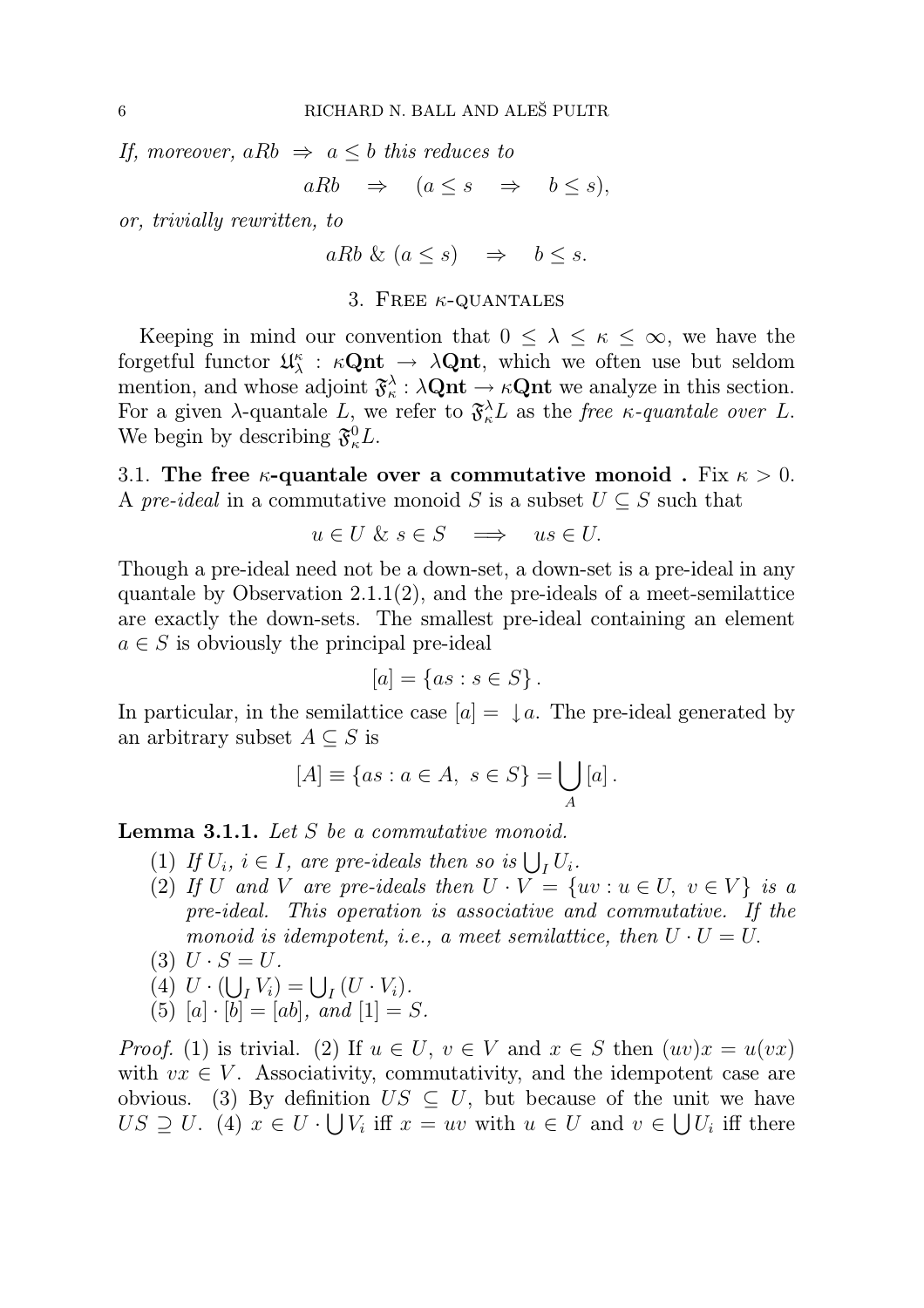*If, moreover, $aRb \Rightarrow a \le b$ this reduces to*

$$aRb \quad \Rightarrow \quad (a \le s \quad \Rightarrow \quad b \le s),$$

*or, trivially rewritten, to*

$$aRb \ \& \ (a \le s) \quad \Rightarrow \quad b \le s.$$

## 3. Free $\kappa$-quantales

Keeping in mind our convention that $0 \le \lambda \le \kappa \le \infty$, we have the forgetful functor $\mathfrak{U}^\kappa_\lambda : \kappa\mathbf{Qnt} \to \lambda\mathbf{Qnt}$, which we often use but seldom mention, and whose adjoint $\mathfrak{F}^\lambda_\kappa : \lambda\mathbf{Qnt} \to \kappa\mathbf{Qnt}$ we analyze in this section. For a given $\lambda$-quantale $L$, we refer to $\mathfrak{F}^\lambda_\kappa L$ as the *free $\kappa$-quantale over $L$*. We begin by describing $\mathfrak{F}^0_\kappa L$.

3.1. **The free $\kappa$-quantale over a commutative monoid .** Fix $\kappa > 0$. A *pre-ideal* in a commutative monoid $S$ is a subset $U \subseteq S$ such that

$$u \in U \ \& \ s \in S \quad \Longrightarrow \quad us \in U.$$

Though a pre-ideal need not be a down-set, a down-set is a pre-ideal in any quantale by Observation 2.1.1(2), and the pre-ideals of a meet-semilattice are exactly the down-sets. The smallest pre-ideal containing an element $a \in S$ is obviously the principal pre-ideal

$$[a] = \{as : s \in S\}.$$

In particular, in the semilattice case $[a] = \downarrow a$. The pre-ideal generated by an arbitrary subset $A \subseteq S$ is

$$[A] \equiv \{as : a \in A, \ s \in S\} = \bigcup_A [a].$$

**Lemma 3.1.1.** *Let $S$ be a commutative monoid.*

1. *If $U_i$, $i \in I$, are pre-ideals then so is $\bigcup_I U_i$.*
2. *If $U$ and $V$ are pre-ideals then $U \cdot V = \{uv : u \in U, \ v \in V\}$ is a pre-ideal. This operation is associative and commutative. If the monoid is idempotent, i.e., a meet semilattice, then $U \cdot U = U$.*
3. *$U \cdot S = U$.*
4. *$U \cdot (\bigcup_I V_i) = \bigcup_I (U \cdot V_i)$.*
5. *$[a] \cdot [b] = [ab]$, and $[1] = S$.*

*Proof.* (1) is trivial. (2) If $u \in U$, $v \in V$ and $x \in S$ then $(uv)x = u(vx)$ with $vx \in V$. Associativity, commutativity, and the idempotent case are obvious. (3) By definition $US \subseteq U$, but because of the unit we have $US \supseteq U$. (4) $x \in U \cdot \bigcup V_i$ iff $x = uv$ with $u \in U$ and $v \in \bigcup U_i$ iff there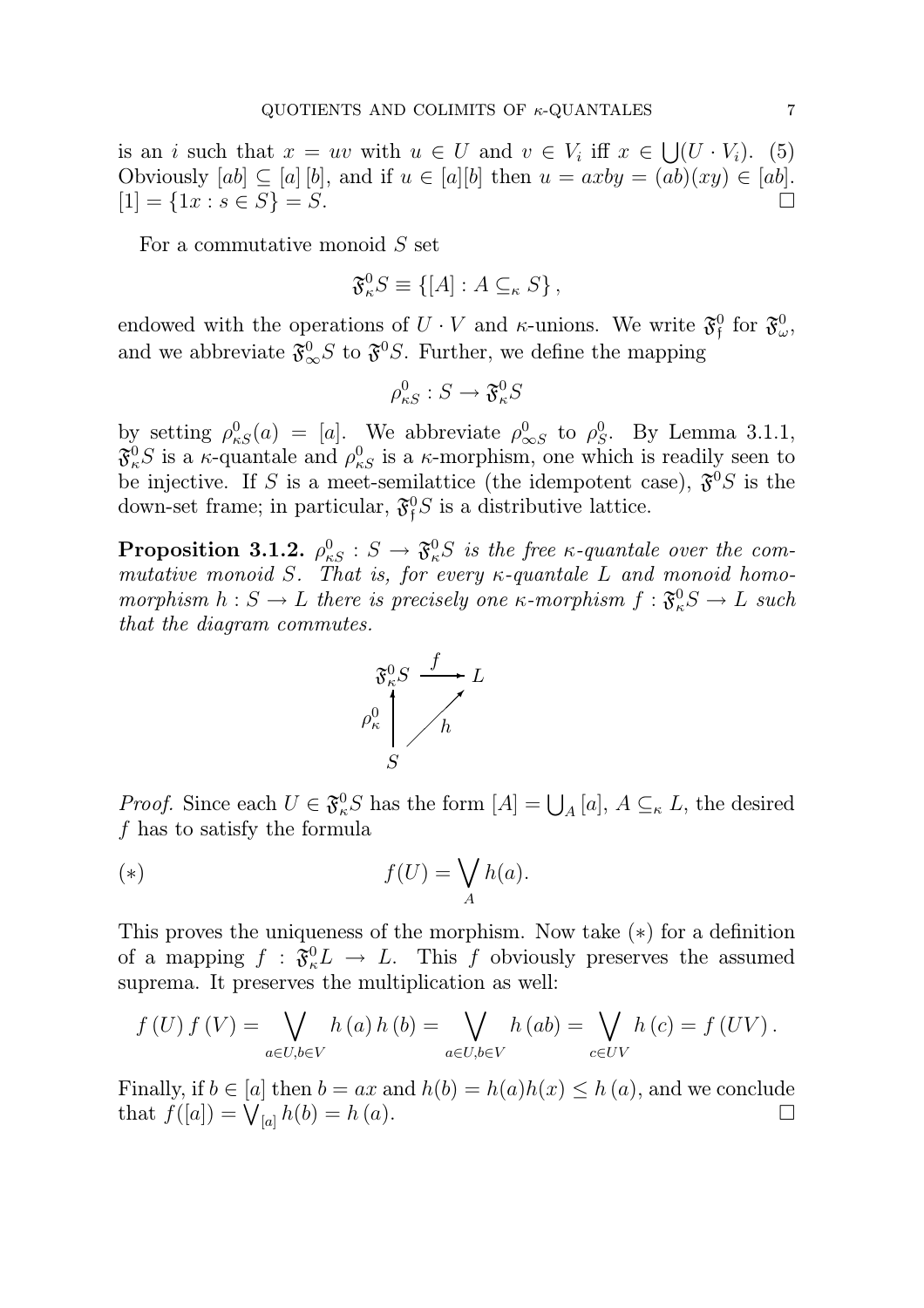is an $i$ such that $x = uv$ with $u \in U$ and $v \in V_i$ iff $x \in \bigcup(U \cdot V_i)$. (5) Obviously $[ab] \subseteq [a]\,[b]$, and if $u \in [a][b]$ then $u = axby = (ab)(xy) \in [ab]$. $[1] = \{1x : s \in S\} = S$. □

For a commutative monoid $S$ set

$$\mathfrak{F}^0_\kappa S \equiv \{[A] : A \subseteq_\kappa S\},$$

endowed with the operations of $U \cdot V$ and $\kappa$-unions. We write $\mathfrak{F}^0_\mathfrak{f}$ for $\mathfrak{F}^0_\omega$, and we abbreviate $\mathfrak{F}^0_\infty S$ to $\mathfrak{F}^0 S$. Further, we define the mapping

$$\rho^0_{\kappa S} : S \to \mathfrak{F}^0_\kappa S$$

by setting $\rho^0_{\kappa S}(a) = [a]$. We abbreviate $\rho^0_{\infty S}$ to $\rho^0_S$. By Lemma 3.1.1, $\mathfrak{F}^0_\kappa S$ is a $\kappa$-quantale and $\rho^0_{\kappa S}$ is a $\kappa$-morphism, one which is readily seen to be injective. If $S$ is a meet-semilattice (the idempotent case), $\mathfrak{F}^0 S$ is the down-set frame; in particular, $\mathfrak{F}^0_\mathfrak{f} S$ is a distributive lattice.

**Proposition 3.1.2.** *$\rho^0_{\kappa S} : S \to \mathfrak{F}^0_\kappa S$ is the free $\kappa$-quantale over the commutative monoid $S$. That is, for every $\kappa$-quantale $L$ and monoid homomorphism $h : S \to L$ there is precisely one $\kappa$-morphism $f : \mathfrak{F}^0_\kappa S \to L$ such that the diagram commutes.*

$$\begin{array}{ccc} \mathfrak{F}^0_\kappa S & \xrightarrow{\ f\ } & L \\ {\scriptstyle \rho^0_\kappa}\uparrow & \nearrow_{h} & \\ S & & \end{array}$$

*Proof.* Since each $U \in \mathfrak{F}^0_\kappa S$ has the form $[A] = \bigcup_A [a]$, $A \subseteq_\kappa L$, the desired $f$ has to satisfy the formula

$$(*) \qquad\qquad f(U) = \bigvee_A h(a).$$

This proves the uniqueness of the morphism. Now take $(*)$ for a definition of a mapping $f : \mathfrak{F}^0_\kappa L \to L$. This $f$ obviously preserves the assumed suprema. It preserves the multiplication as well:

$$f(U)\,f(V) = \bigvee_{a\in U, b\in V} h(a)\,h(b) = \bigvee_{a\in U, b\in V} h(ab) = \bigvee_{c\in UV} h(c) = f(UV).$$

Finally, if $b \in [a]$ then $b = ax$ and $h(b) = h(a)h(x) \le h(a)$, and we conclude that $f([a]) = \bigvee_{[a]} h(b) = h(a)$. □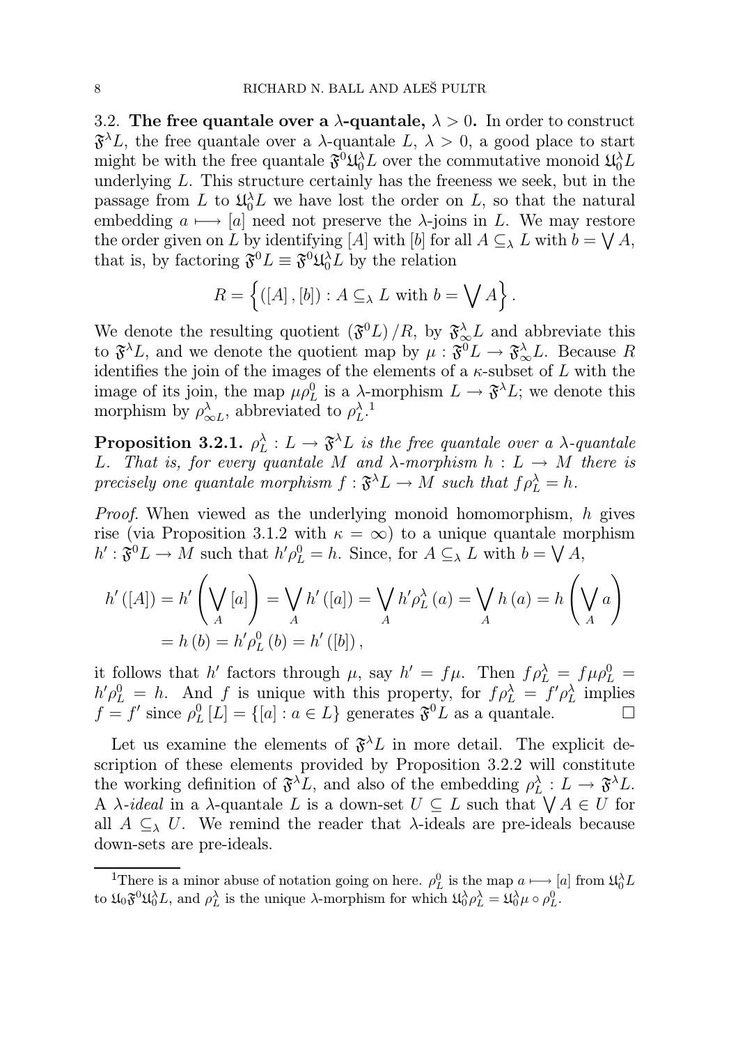3.2. **The free quantale over a $\lambda$-quantale, $\lambda > 0$.** In order to construct $\mathfrak{F}^\lambda L$, the free quantale over a $\lambda$-quantale $L$, $\lambda > 0$, a good place to start might be with the free quantale $\mathfrak{F}^0\mathfrak{U}_0^\lambda L$ over the commutative monoid $\mathfrak{U}_0^\lambda L$ underlying $L$. This structure certainly has the freeness we seek, but in the passage from $L$ to $\mathfrak{U}_0^\lambda L$ we have lost the order on $L$, so that the natural embedding $a \longmapsto [a]$ need not preserve the $\lambda$-joins in $L$. We may restore the order given on $L$ by identifying $[A]$ with $[b]$ for all $A \subseteq_\lambda L$ with $b = \bigvee A$, that is, by factoring $\mathfrak{F}^0 L \equiv \mathfrak{F}^0\mathfrak{U}_0^\lambda L$ by the relation

$$R = \left\{ ([A], [b]) : A \subseteq_\lambda L \text{ with } b = \bigvee A \right\}.$$

We denote the resulting quotient $(\mathfrak{F}^0 L)/R$, by $\mathfrak{F}_\infty^\lambda L$ and abbreviate this to $\mathfrak{F}^\lambda L$, and we denote the quotient map by $\mu : \mathfrak{F}^0 L \to \mathfrak{F}_\infty^\lambda L$. Because $R$ identifies the join of the images of the elements of a $\kappa$-subset of $L$ with the image of its join, the map $\mu\rho_L^0$ is a $\lambda$-morphism $L \to \mathfrak{F}^\lambda L$; we denote this morphism by $\rho_{\infty L}^\lambda$, abbreviated to $\rho_L^\lambda$.[1]

**Proposition 3.2.1.** *$\rho_L^\lambda : L \to \mathfrak{F}^\lambda L$ is the free quantale over a $\lambda$-quantale $L$. That is, for every quantale $M$ and $\lambda$-morphism $h : L \to M$ there is precisely one quantale morphism $f : \mathfrak{F}^\lambda L \to M$ such that $f\rho_L^\lambda = h$.*

*Proof.* When viewed as the underlying monoid homomorphism, $h$ gives rise (via Proposition 3.1.2 with $\kappa = \infty$) to a unique quantale morphism $h' : \mathfrak{F}^0 L \to M$ such that $h'\rho_L^0 = h$. Since, for $A \subseteq_\lambda L$ with $b = \bigvee A$,

$$\begin{aligned} h'([A]) &= h'\left(\bigvee_A [a]\right) = \bigvee_A h'([a]) = \bigvee_A h'\rho_L^\lambda(a) = \bigvee_A h(a) = h\left(\bigvee_A a\right) \\ &= h(b) = h'\rho_L^0(b) = h'([b]), \end{aligned}$$

it follows that $h'$ factors through $\mu$, say $h' = f\mu$. Then $f\rho_L^\lambda = f\mu\rho_L^0 = h'\rho_L^0 = h$. And $f$ is unique with this property, for $f\rho_L^\lambda = f'\rho_L^\lambda$ implies $f = f'$ since $\rho_L^0[L] = \{[a] : a \in L\}$ generates $\mathfrak{F}^0 L$ as a quantale. $\square$

Let us examine the elements of $\mathfrak{F}^\lambda L$ in more detail. The explicit description of these elements provided by Proposition 3.2.2 will constitute the working definition of $\mathfrak{F}^\lambda L$, and also of the embedding $\rho_L^\lambda : L \to \mathfrak{F}^\lambda L$. A *$\lambda$-ideal* in a $\lambda$-quantale $L$ is a down-set $U \subseteq L$ such that $\bigvee A \in U$ for all $A \subseteq_\lambda U$. We remind the reader that $\lambda$-ideals are pre-ideals because down-sets are pre-ideals.

[1]There is a minor abuse of notation going on here. $\rho_L^0$ is the map $a \longmapsto [a]$ from $\mathfrak{U}_0^\lambda L$ to $\mathfrak{U}_0\mathfrak{F}^0\mathfrak{U}_0^\lambda L$, and $\rho_L^\lambda$ is the unique $\lambda$-morphism for which $\mathfrak{U}_0^\lambda\rho_L^\lambda = \mathfrak{U}_0^\lambda\mu \circ \rho_L^0$.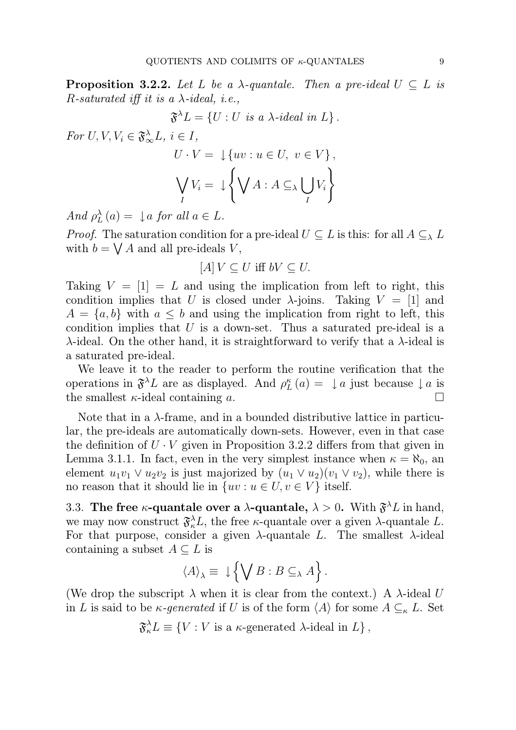**Proposition 3.2.2.** *Let $L$ be a $\lambda$-quantale. Then a pre-ideal $U \subseteq L$ is $R$-saturated iff it is a $\lambda$-ideal, i.e.,*

$$\mathfrak{F}^{\lambda} L = \{U : U \text{ is a } \lambda\text{-ideal in } L\}.$$

*For $U, V, V_i \in \mathfrak{F}^{\lambda}_{\infty} L$, $i \in I$,*

$$U \cdot V = \downarrow \{uv : u \in U,\ v \in V\},$$

$$\bigvee_I V_i = \downarrow \left\{ \bigvee A : A \subseteq_{\lambda} \bigcup_I V_i \right\}$$

*And $\rho^{\lambda}_L(a) = \downarrow a$ for all $a \in L$.*

*Proof.* The saturation condition for a pre-ideal $U \subseteq L$ is this: for all $A \subseteq_{\lambda} L$ with $b = \bigvee A$ and all pre-ideals $V$,

$$[A]\, V \subseteq U \text{ iff } bV \subseteq U.$$

Taking $V = [1] = L$ and using the implication from left to right, this condition implies that $U$ is closed under $\lambda$-joins. Taking $V = [1]$ and $A = \{a, b\}$ with $a \leq b$ and using the implication from right to left, this condition implies that $U$ is a down-set. Thus a saturated pre-ideal is a $\lambda$-ideal. On the other hand, it is straightforward to verify that a $\lambda$-ideal is a saturated pre-ideal.

We leave it to the reader to perform the routine verification that the operations in $\mathfrak{F}^{\lambda} L$ are as displayed. And $\rho^{\kappa}_L(a) = \downarrow a$ just because $\downarrow a$ is the smallest $\kappa$-ideal containing $a$. □

Note that in a $\lambda$-frame, and in a bounded distributive lattice in particular, the pre-ideals are automatically down-sets. However, even in that case the definition of $U \cdot V$ given in Proposition 3.2.2 differs from that given in Lemma 3.1.1. In fact, even in the very simplest instance when $\kappa = \aleph_0$, an element $u_1 v_1 \vee u_2 v_2$ is just majorized by $(u_1 \vee u_2)(v_1 \vee v_2)$, while there is no reason that it should lie in $\{uv : u \in U, v \in V\}$ itself.

3.3. **The free $\kappa$-quantale over a $\lambda$-quantale, $\lambda > 0$.** With $\mathfrak{F}^{\lambda} L$ in hand, we may now construct $\mathfrak{F}^{\lambda}_{\kappa} L$, the free $\kappa$-quantale over a given $\lambda$-quantale $L$. For that purpose, consider a given $\lambda$-quantale $L$. The smallest $\lambda$-ideal containing a subset $A \subseteq L$ is

$$\langle A \rangle_{\lambda} \equiv \downarrow \left\{ \bigvee B : B \subseteq_{\lambda} A \right\}.$$

(We drop the subscript $\lambda$ when it is clear from the context.) A $\lambda$-ideal $U$ in $L$ is said to be *$\kappa$-generated* if $U$ is of the form $\langle A \rangle$ for some $A \subseteq_{\kappa} L$. Set

$$\mathfrak{F}^{\lambda}_{\kappa} L \equiv \{V : V \text{ is a } \kappa\text{-generated } \lambda\text{-ideal in } L\},$$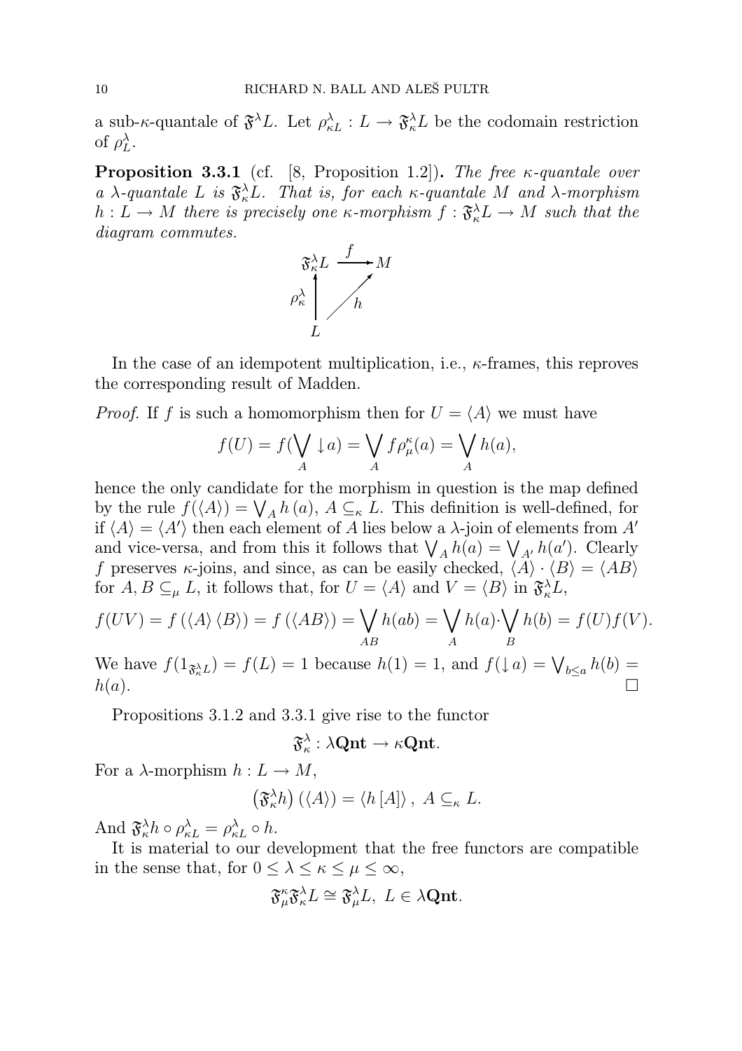a sub-$\kappa$-quantale of $\mathfrak{F}^\lambda L$. Let $\rho^\lambda_{\kappa L} : L \to \mathfrak{F}^\lambda_\kappa L$ be the codomain restriction of $\rho^\lambda_L$.

**Proposition 3.3.1** (cf. [8, Proposition 1.2])**.** *The free $\kappa$-quantale over a $\lambda$-quantale $L$ is $\mathfrak{F}^\lambda_\kappa L$. That is, for each $\kappa$-quantale $M$ and $\lambda$-morphism $h : L \to M$ there is precisely one $\kappa$-morphism $f : \mathfrak{F}^\lambda_\kappa L \to M$ such that the diagram commutes.*

$$\begin{array}{ccc} \mathfrak{F}^\lambda_\kappa L & \xrightarrow{f} & M \\ \rho^\lambda_\kappa \uparrow & \nearrow_{h} & \\ L & & \end{array}$$

In the case of an idempotent multiplication, i.e., $\kappa$-frames, this reproves the corresponding result of Madden.

*Proof.* If $f$ is such a homomorphism then for $U = \langle A \rangle$ we must have

$$f(U) = f(\bigvee_A \downarrow a) = \bigvee_A f\rho^\kappa_\mu(a) = \bigvee_A h(a),$$

hence the only candidate for the morphism in question is the map defined by the rule $f(\langle A \rangle) = \bigvee_A h(a)$, $A \subseteq_\kappa L$. This definition is well-defined, for if $\langle A \rangle = \langle A' \rangle$ then each element of $A$ lies below a $\lambda$-join of elements from $A'$ and vice-versa, and from this it follows that $\bigvee_A h(a) = \bigvee_{A'} h(a')$. Clearly $f$ preserves $\kappa$-joins, and since, as can be easily checked, $\langle A \rangle \cdot \langle B \rangle = \langle AB \rangle$ for $A, B \subseteq_\mu L$, it follows that, for $U = \langle A \rangle$ and $V = \langle B \rangle$ in $\mathfrak{F}^\lambda_\kappa L$,

$$f(UV) = f(\langle A \rangle \langle B \rangle) = f(\langle AB \rangle) = \bigvee_{AB} h(ab) = \bigvee_A h(a) \cdot \bigvee_B h(b) = f(U)f(V).$$

We have $f(1_{\mathfrak{F}^\lambda_\kappa L}) = f(L) = 1$ because $h(1) = 1$, and $f(\downarrow a) = \bigvee_{b \le a} h(b) = h(a)$. $\square$

Propositions 3.1.2 and 3.3.1 give rise to the functor

$$\mathfrak{F}^\lambda_\kappa : \lambda\mathbf{Qnt} \to \kappa\mathbf{Qnt}.$$

For a $\lambda$-morphism $h : L \to M$,

$$\left(\mathfrak{F}^\lambda_\kappa h\right)(\langle A \rangle) = \langle h[A] \rangle, \ A \subseteq_\kappa L.$$

And $\mathfrak{F}^\lambda_\kappa h \circ \rho^\lambda_{\kappa L} = \rho^\lambda_{\kappa L} \circ h$.

It is material to our development that the free functors are compatible in the sense that, for $0 \le \lambda \le \kappa \le \mu \le \infty$,

$$\mathfrak{F}^\kappa_\mu \mathfrak{F}^\lambda_\kappa L \cong \mathfrak{F}^\lambda_\mu L, \ L \in \lambda\mathbf{Qnt}.$$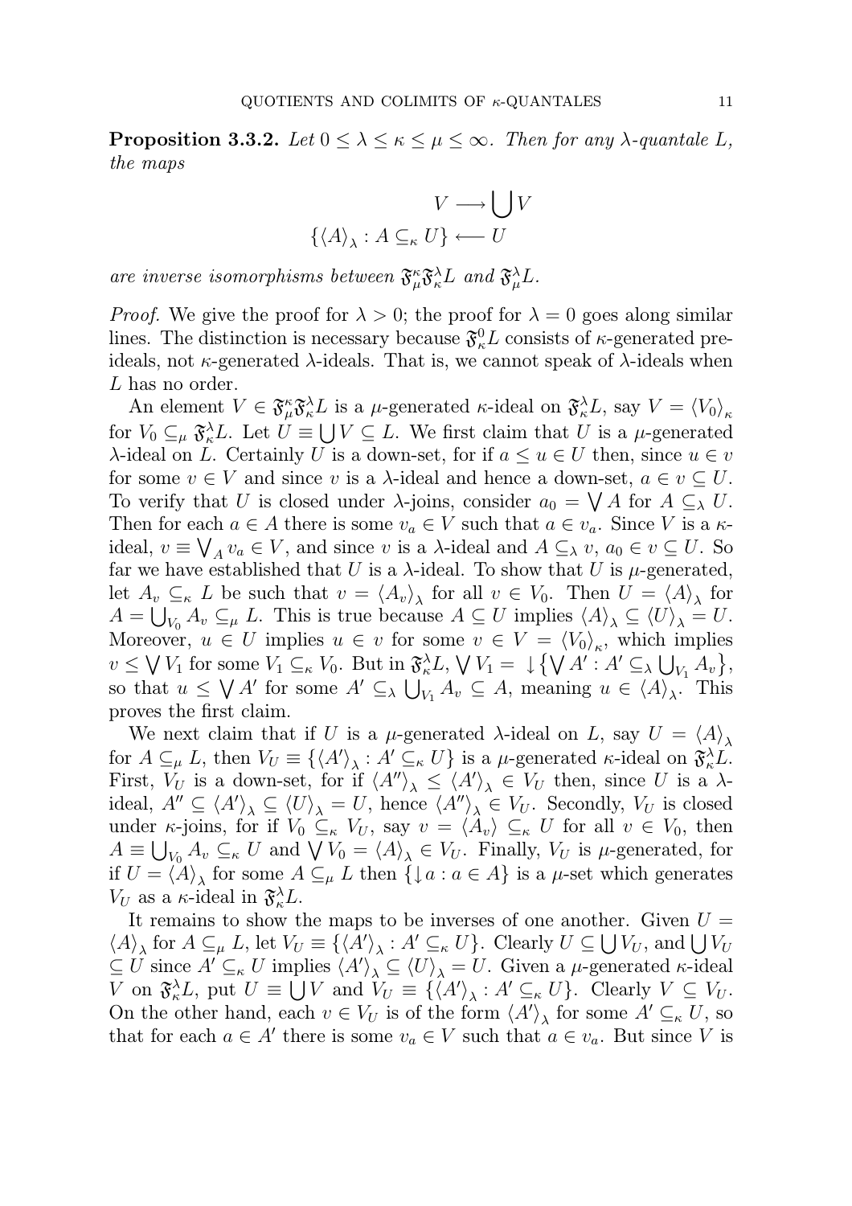**Proposition 3.3.2.** *Let $0 \leq \lambda \leq \kappa \leq \mu \leq \infty$. Then for any $\lambda$-quantale $L$, the maps*

$$V \longrightarrow \bigcup V$$
$$\{\langle A\rangle_\lambda : A \subseteq_\kappa U\} \longleftarrow U$$

*are inverse isomorphisms between $\mathfrak{F}^\kappa_\mu \mathfrak{F}^\lambda_\kappa L$ and $\mathfrak{F}^\lambda_\mu L$.*

*Proof.* We give the proof for $\lambda > 0$; the proof for $\lambda = 0$ goes along similar lines. The distinction is necessary because $\mathfrak{F}^0_\kappa L$ consists of $\kappa$-generated pre-ideals, not $\kappa$-generated $\lambda$-ideals. That is, we cannot speak of $\lambda$-ideals when $L$ has no order.

An element $V \in \mathfrak{F}^\kappa_\mu \mathfrak{F}^\lambda_\kappa L$ is a $\mu$-generated $\kappa$-ideal on $\mathfrak{F}^\lambda_\kappa L$, say $V = \langle V_0\rangle_\kappa$ for $V_0 \subseteq_\mu \mathfrak{F}^\lambda_\kappa L$. Let $U \equiv \bigcup V \subseteq L$. We first claim that $U$ is a $\mu$-generated $\lambda$-ideal on $L$. Certainly $U$ is a down-set, for if $a \leq u \in U$ then, since $u \in v$ for some $v \in V$ and since $v$ is a $\lambda$-ideal and hence a down-set, $a \in v \subseteq U$. To verify that $U$ is closed under $\lambda$-joins, consider $a_0 = \bigvee A$ for $A \subseteq_\lambda U$. Then for each $a \in A$ there is some $v_a \in V$ such that $a \in v_a$. Since $V$ is a $\kappa$-ideal, $v \equiv \bigvee_A v_a \in V$, and since $v$ is a $\lambda$-ideal and $A \subseteq_\lambda v$, $a_0 \in v \subseteq U$. So far we have established that $U$ is a $\lambda$-ideal. To show that $U$ is $\mu$-generated, let $A_v \subseteq_\kappa L$ be such that $v = \langle A_v\rangle_\lambda$ for all $v \in V_0$. Then $U = \langle A\rangle_\lambda$ for $A = \bigcup_{V_0} A_v \subseteq_\mu L$. This is true because $A \subseteq U$ implies $\langle A\rangle_\lambda \subseteq \langle U\rangle_\lambda = U$. Moreover, $u \in U$ implies $u \in v$ for some $v \in V = \langle V_0\rangle_\kappa$, which implies $v \leq \bigvee V_1$ for some $V_1 \subseteq_\kappa V_0$. But in $\mathfrak{F}^\lambda_\kappa L$, $\bigvee V_1 = \downarrow\left\{\bigvee A' : A' \subseteq_\lambda \bigcup_{V_1} A_v\right\}$, so that $u \leq \bigvee A'$ for some $A' \subseteq_\lambda \bigcup_{V_1} A_v \subseteq A$, meaning $u \in \langle A\rangle_\lambda$. This proves the first claim.

We next claim that if $U$ is a $\mu$-generated $\lambda$-ideal on $L$, say $U = \langle A\rangle_\lambda$ for $A \subseteq_\mu L$, then $V_U \equiv \{\langle A'\rangle_\lambda : A' \subseteq_\kappa U\}$ is a $\mu$-generated $\kappa$-ideal on $\mathfrak{F}^\lambda_\kappa L$. First, $V_U$ is a down-set, for if $\langle A''\rangle_\lambda \leq \langle A'\rangle_\lambda \in V_U$ then, since $U$ is a $\lambda$-ideal, $A'' \subseteq \langle A'\rangle_\lambda \subseteq \langle U\rangle_\lambda = U$, hence $\langle A''\rangle_\lambda \in V_U$. Secondly, $V_U$ is closed under $\kappa$-joins, for if $V_0 \subseteq_\kappa V_U$, say $v = \langle A_v\rangle \subseteq_\kappa U$ for all $v \in V_0$, then $A \equiv \bigcup_{V_0} A_v \subseteq_\kappa U$ and $\bigvee V_0 = \langle A\rangle_\lambda \in V_U$. Finally, $V_U$ is $\mu$-generated, for if $U = \langle A\rangle_\lambda$ for some $A \subseteq_\mu L$ then $\{\downarrow a : a \in A\}$ is a $\mu$-set which generates $V_U$ as a $\kappa$-ideal in $\mathfrak{F}^\lambda_\kappa L$.

It remains to show the maps to be inverses of one another. Given $U = \langle A\rangle_\lambda$ for $A \subseteq_\mu L$, let $V_U \equiv \{\langle A'\rangle_\lambda : A' \subseteq_\kappa U\}$. Clearly $U \subseteq \bigcup V_U$, and $\bigcup V_U \subseteq U$ since $A' \subseteq_\kappa U$ implies $\langle A'\rangle_\lambda \subseteq \langle U\rangle_\lambda = U$. Given a $\mu$-generated $\kappa$-ideal $V$ on $\mathfrak{F}^\lambda_\kappa L$, put $U \equiv \bigcup V$ and $V_U \equiv \{\langle A'\rangle_\lambda : A' \subseteq_\kappa U\}$. Clearly $V \subseteq V_U$. On the other hand, each $v \in V_U$ is of the form $\langle A'\rangle_\lambda$ for some $A' \subseteq_\kappa U$, so that for each $a \in A'$ there is some $v_a \in V$ such that $a \in v_a$. But since $V$ is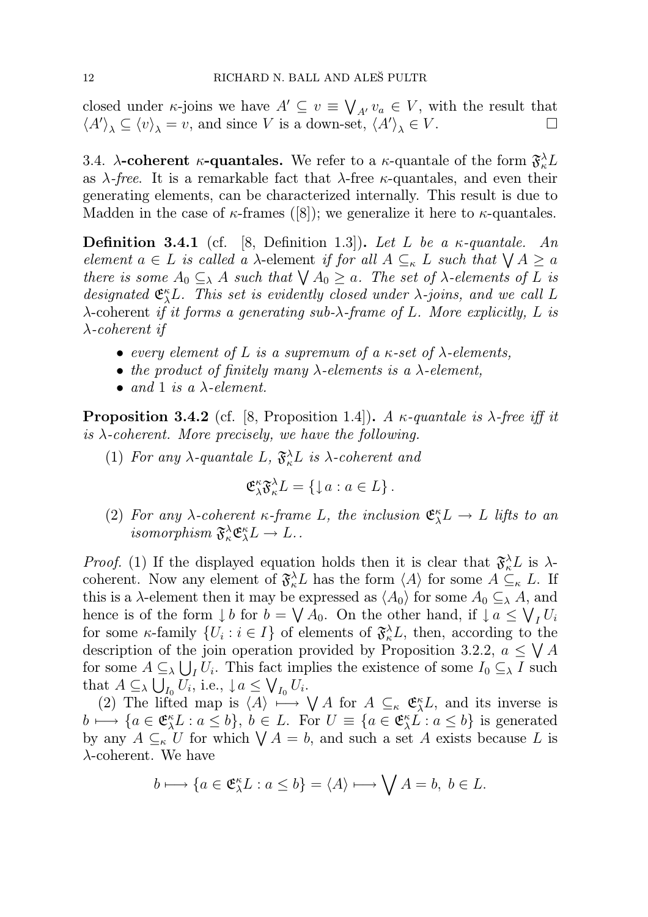closed under $\kappa$-joins we have $A' \subseteq v \equiv \bigvee_{A'} v_a \in V$, with the result that $\langle A' \rangle_\lambda \subseteq \langle v \rangle_\lambda = v$, and since $V$ is a down-set, $\langle A' \rangle_\lambda \in V$. □

3.4. **$\lambda$-coherent $\kappa$-quantales.** We refer to a $\kappa$-quantale of the form $\mathfrak{F}_\kappa^\lambda L$ as *$\lambda$-free*. It is a remarkable fact that $\lambda$-free $\kappa$-quantales, and even their generating elements, can be characterized internally. This result is due to Madden in the case of $\kappa$-frames ([8]); we generalize it here to $\kappa$-quantales.

**Definition 3.4.1** (cf. [8, Definition 1.3]). *Let $L$ be a $\kappa$-quantale. An element $a \in L$ is called a* $\lambda$-element *if for all $A \subseteq_\kappa L$ such that $\bigvee A \geq a$ there is some $A_0 \subseteq_\lambda A$ such that $\bigvee A_0 \geq a$. The set of $\lambda$-elements of $L$ is designated $\mathfrak{E}_\lambda^\kappa L$. This set is evidently closed under $\lambda$-joins, and we call $L$* $\lambda$-coherent *if it forms a generating sub-$\lambda$-frame of $L$. More explicitly, $L$ is $\lambda$-coherent if*

- *every element of $L$ is a supremum of a $\kappa$-set of $\lambda$-elements,*
- *the product of finitely many $\lambda$-elements is a $\lambda$-element,*
- *and 1 is a $\lambda$-element.*

**Proposition 3.4.2** (cf. [8, Proposition 1.4]). *A $\kappa$-quantale is $\lambda$-free iff it is $\lambda$-coherent. More precisely, we have the following.*

(1) *For any $\lambda$-quantale $L$, $\mathfrak{F}_\kappa^\lambda L$ is $\lambda$-coherent and*

$$\mathfrak{E}_\lambda^\kappa \mathfrak{F}_\kappa^\lambda L = \{\downarrow a : a \in L\}.$$

(2) *For any $\lambda$-coherent $\kappa$-frame $L$, the inclusion $\mathfrak{E}_\lambda^\kappa L \to L$ lifts to an isomorphism $\mathfrak{F}_\kappa^\lambda \mathfrak{E}_\lambda^\kappa L \to L$..*

*Proof.* (1) If the displayed equation holds then it is clear that $\mathfrak{F}_\kappa^\lambda L$ is $\lambda$-coherent. Now any element of $\mathfrak{F}_\kappa^\lambda L$ has the form $\langle A \rangle$ for some $A \subseteq_\kappa L$. If this is a $\lambda$-element then it may be expressed as $\langle A_0 \rangle$ for some $A_0 \subseteq_\lambda A$, and hence is of the form $\downarrow b$ for $b = \bigvee A_0$. On the other hand, if $\downarrow a \leq \bigvee_I U_i$ for some $\kappa$-family $\{U_i : i \in I\}$ of elements of $\mathfrak{F}_\kappa^\lambda L$, then, according to the description of the join operation provided by Proposition 3.2.2, $a \leq \bigvee A$ for some $A \subseteq_\lambda \bigcup_I U_i$. This fact implies the existence of some $I_0 \subseteq_\lambda I$ such that $A \subseteq_\lambda \bigcup_{I_0} U_i$, i.e., $\downarrow a \leq \bigvee_{I_0} U_i$.

(2) The lifted map is $\langle A \rangle \longmapsto \bigvee A$ for $A \subseteq_\kappa \mathfrak{E}_\lambda^\kappa L$, and its inverse is $b \longmapsto \{a \in \mathfrak{E}_\lambda^\kappa L : a \leq b\}$, $b \in L$. For $U \equiv \{a \in \mathfrak{E}_\lambda^\kappa L : a \leq b\}$ is generated by any $A \subseteq_\kappa U$ for which $\bigvee A = b$, and such a set $A$ exists because $L$ is $\lambda$-coherent. We have

$$b \longmapsto \{a \in \mathfrak{E}_\lambda^\kappa L : a \leq b\} = \langle A \rangle \longmapsto \bigvee A = b, \ b \in L.$$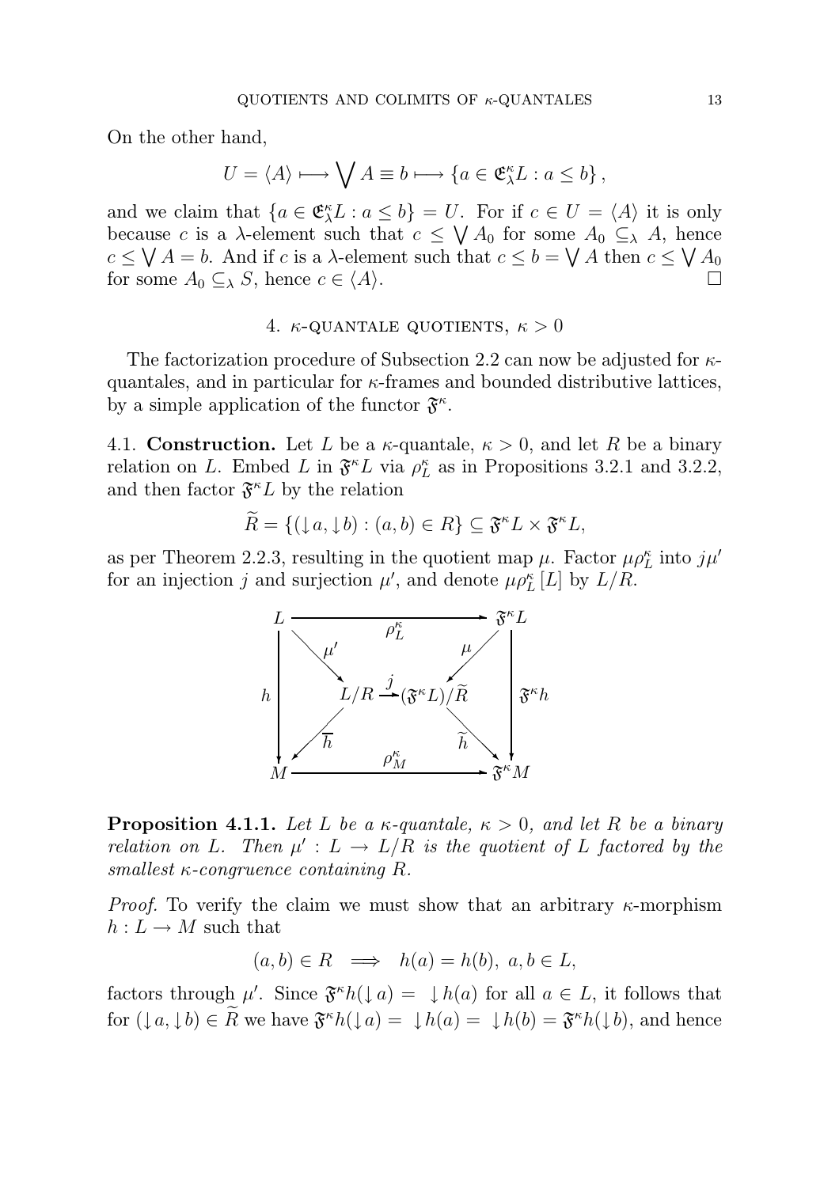On the other hand,

$$U = \langle A \rangle \longmapsto \bigvee A \equiv b \longmapsto \{a \in \mathfrak{E}^\kappa_\lambda L : a \leq b\},$$

and we claim that $\{a \in \mathfrak{E}^\kappa_\lambda L : a \leq b\} = U$. For if $c \in U = \langle A \rangle$ it is only because $c$ is a $\lambda$-element such that $c \leq \bigvee A_0$ for some $A_0 \subseteq_\lambda A$, hence $c \leq \bigvee A = b$. And if $c$ is a $\lambda$-element such that $c \leq b = \bigvee A$ then $c \leq \bigvee A_0$ for some $A_0 \subseteq_\lambda S$, hence $c \in \langle A \rangle$. □

## 4. $\kappa$-quantale quotients, $\kappa > 0$

The factorization procedure of Subsection 2.2 can now be adjusted for $\kappa$-quantales, and in particular for $\kappa$-frames and bounded distributive lattices, by a simple application of the functor $\mathfrak{F}^\kappa$.

4.1. **Construction.** Let $L$ be a $\kappa$-quantale, $\kappa > 0$, and let $R$ be a binary relation on $L$. Embed $L$ in $\mathfrak{F}^\kappa L$ via $\rho^\kappa_L$ as in Propositions 3.2.1 and 3.2.2, and then factor $\mathfrak{F}^\kappa L$ by the relation

$$\widetilde{R} = \{(\downarrow a, \downarrow b) : (a,b) \in R\} \subseteq \mathfrak{F}^\kappa L \times \mathfrak{F}^\kappa L,$$

as per Theorem 2.2.3, resulting in the quotient map $\mu$. Factor $\mu\rho^\kappa_L$ into $j\mu'$ for an injection $j$ and surjection $\mu'$, and denote $\mu\rho^\kappa_L[L]$ by $L/R$.

$$\begin{array}{ccccc}
L & & \xrightarrow{\quad \rho^\kappa_L \quad} & & \mathfrak{F}^\kappa L \\
& \searrow^{\mu'} & & \swarrow^{\mu} & \\
h \downarrow & & L/R \xrightarrow{j} (\mathfrak{F}^\kappa L)/\widetilde{R} & & \downarrow \mathfrak{F}^\kappa h \\
& \swarrow_{\overline{h}} & & \searrow_{\widetilde{h}} & \\
M & & \xrightarrow{\quad \rho^\kappa_M \quad} & & \mathfrak{F}^\kappa M
\end{array}$$

**Proposition 4.1.1.** *Let $L$ be a $\kappa$-quantale, $\kappa > 0$, and let $R$ be a binary relation on $L$. Then $\mu' : L \to L/R$ is the quotient of $L$ factored by the smallest $\kappa$-congruence containing $R$.*

*Proof.* To verify the claim we must show that an arbitrary $\kappa$-morphism $h : L \to M$ such that

$$(a,b) \in R \implies h(a) = h(b),\ a, b \in L,$$

factors through $\mu'$. Since $\mathfrak{F}^\kappa h(\downarrow a) = \downarrow h(a)$ for all $a \in L$, it follows that for $(\downarrow a, \downarrow b) \in \widetilde{R}$ we have $\mathfrak{F}^\kappa h(\downarrow a) = \downarrow h(a) = \downarrow h(b) = \mathfrak{F}^\kappa h(\downarrow b)$, and hence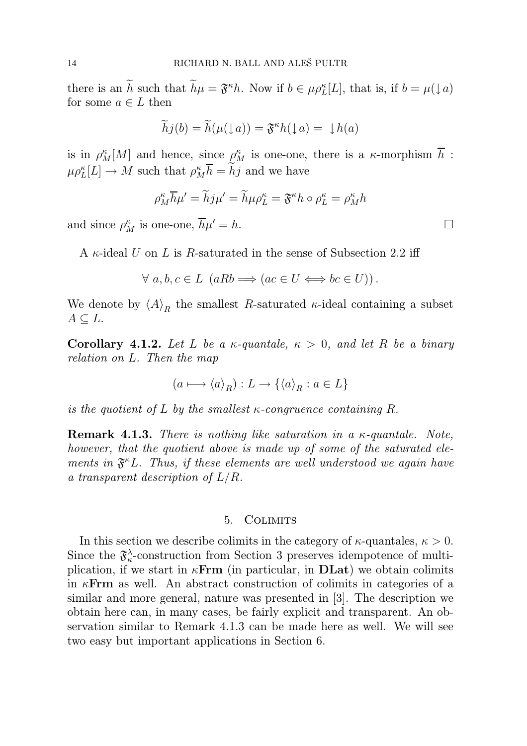there is an $\widetilde{h}$ such that $\widetilde{h}\mu = \mathfrak{F}^\kappa h$. Now if $b \in \mu\rho^\kappa_L[L]$, that is, if $b = \mu(\downarrow a)$ for some $a \in L$ then

$$\widetilde{h}j(b) = \widetilde{h}(\mu(\downarrow a)) = \mathfrak{F}^\kappa h(\downarrow a) = \ \downarrow h(a)$$

is in $\rho^\kappa_M[M]$ and hence, since $\rho^\kappa_M$ is one-one, there is a $\kappa$-morphism $\overline{h}$ : $\mu\rho^\kappa_L[L] \to M$ such that $\rho^\kappa_M \overline{h} = \widetilde{h}j$ and we have

$$\rho^\kappa_M \overline{h}\mu' = \widetilde{h}j\mu' = \widetilde{h}\mu\rho^\kappa_L = \mathfrak{F}^\kappa h \circ \rho^\kappa_L = \rho^\kappa_M h$$

and since $\rho^\kappa_M$ is one-one, $\overline{h}\mu' = h$. □

A $\kappa$-ideal $U$ on $L$ is $R$-saturated in the sense of Subsection 2.2 iff

$$\forall\ a, b, c \in L\ \ (aRb \Longrightarrow (ac \in U \Longleftrightarrow bc \in U)).$$

We denote by $\langle A \rangle_R$ the smallest $R$-saturated $\kappa$-ideal containing a subset $A \subseteq L$.

**Corollary 4.1.2.** *Let $L$ be a $\kappa$-quantale, $\kappa > 0$, and let $R$ be a binary relation on $L$. Then the map*

$$(a \longmapsto \langle a \rangle_R) : L \to \{\langle a \rangle_R : a \in L\}$$

*is the quotient of $L$ by the smallest $\kappa$-congruence containing $R$.*

**Remark 4.1.3.** *There is nothing like saturation in a $\kappa$-quantale. Note, however, that the quotient above is made up of some of the saturated elements in $\mathfrak{F}^\kappa L$. Thus, if these elements are well understood we again have a transparent description of $L/R$.*

## 5. Colimits

In this section we describe colimits in the category of $\kappa$-quantales, $\kappa > 0$. Since the $\mathfrak{F}^\lambda_\kappa$-construction from Section 3 preserves idempotence of multiplication, if we start in $\kappa$**Frm** (in particular, in **DLat**) we obtain colimits in $\kappa$**Frm** as well. An abstract construction of colimits in categories of a similar and more general, nature was presented in [3]. The description we obtain here can, in many cases, be fairly explicit and transparent. An observation similar to Remark 4.1.3 can be made here as well. We will see two easy but important applications in Section 6.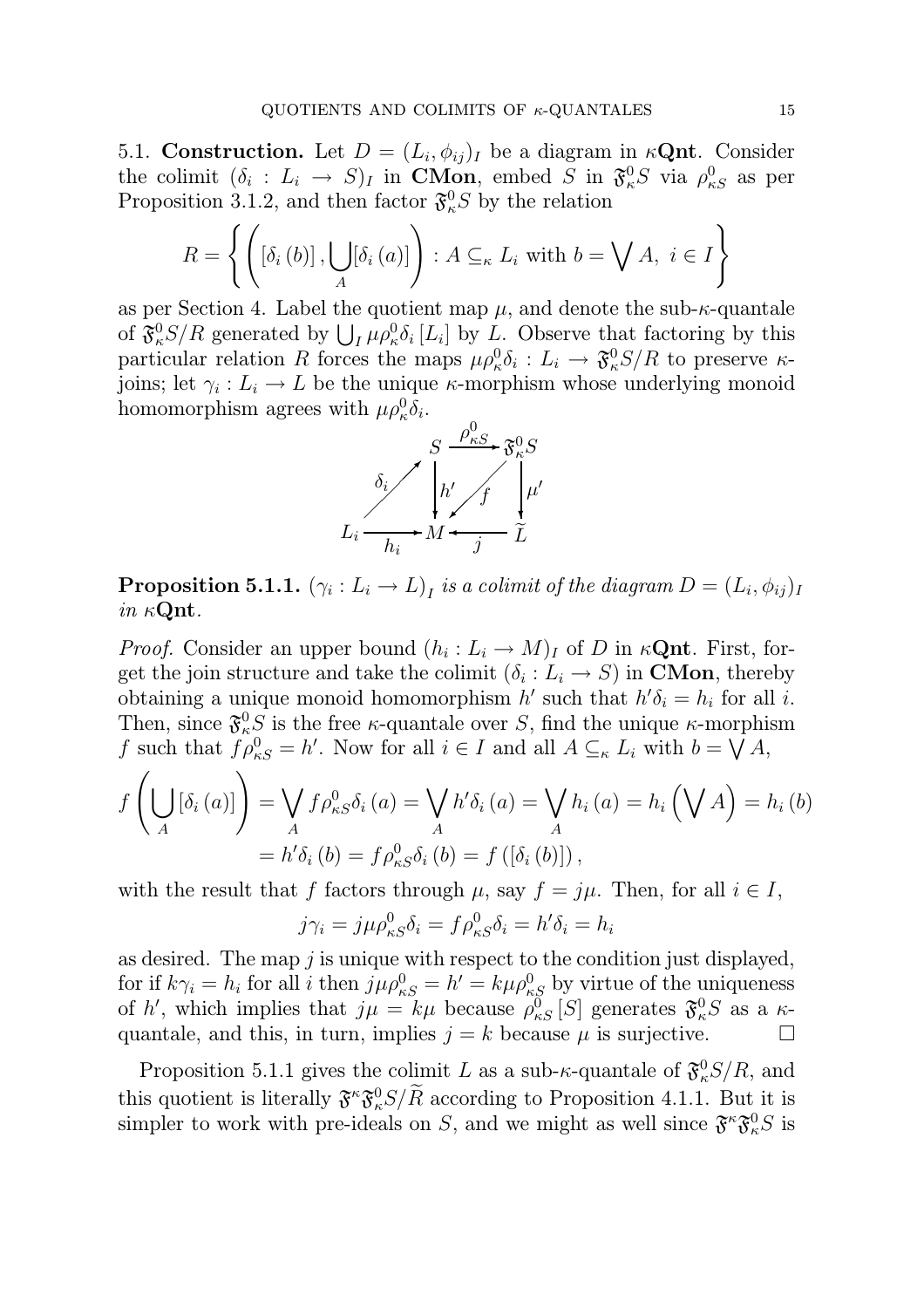**5.1. Construction.** Let $D = (L_i, \phi_{ij})_I$ be a diagram in $\kappa\mathbf{Qnt}$. Consider the colimit $(\delta_i : L_i \to S)_I$ in $\mathbf{CMon}$, embed $S$ in $\mathfrak{F}^0_\kappa S$ via $\rho^0_{\kappa S}$ as per Proposition 3.1.2, and then factor $\mathfrak{F}^0_\kappa S$ by the relation

$$R = \left\{ \left( [\delta_i(b)], \bigcup_A [\delta_i(a)] \right) : A \subseteq_\kappa L_i \text{ with } b = \bigvee A,\ i \in I \right\}$$

as per Section 4. Label the quotient map $\mu$, and denote the sub-$\kappa$-quantale of $\mathfrak{F}^0_\kappa S/R$ generated by $\bigcup_I \mu\rho^0_\kappa \delta_i [L_i]$ by $L$. Observe that factoring by this particular relation $R$ forces the maps $\mu\rho^0_\kappa \delta_i : L_i \to \mathfrak{F}^0_\kappa S/R$ to preserve $\kappa$-joins; let $\gamma_i : L_i \to L$ be the unique $\kappa$-morphism whose underlying monoid homomorphism agrees with $\mu\rho^0_\kappa \delta_i$.

$$\begin{array}{ccccc} & & S & \xrightarrow{\rho^0_{\kappa S}} & \mathfrak{F}^0_\kappa S \\ & \overset{\delta_i}{\nearrow} & \big\downarrow h' & \overset{f}{\swarrow} & \big\downarrow \mu' \\ L_i & \xrightarrow[h_i]{} & M & \xleftarrow[j]{} & \widetilde{L} \end{array}$$

**Proposition 5.1.1.** *$(\gamma_i : L_i \to L)_I$ is a colimit of the diagram $D = (L_i, \phi_{ij})_I$ in $\kappa\mathbf{Qnt}$.*

*Proof.* Consider an upper bound $(h_i : L_i \to M)_I$ of $D$ in $\kappa\mathbf{Qnt}$. First, forget the join structure and take the colimit $(\delta_i : L_i \to S)$ in $\mathbf{CMon}$, thereby obtaining a unique monoid homomorphism $h'$ such that $h'\delta_i = h_i$ for all $i$. Then, since $\mathfrak{F}^0_\kappa S$ is the free $\kappa$-quantale over $S$, find the unique $\kappa$-morphism $f$ such that $f\rho^0_{\kappa S} = h'$. Now for all $i \in I$ and all $A \subseteq_\kappa L_i$ with $b = \bigvee A$,

$$\begin{aligned} f\left( \bigcup_A [\delta_i(a)] \right) &= \bigvee_A f\rho^0_{\kappa S}\delta_i(a) = \bigvee_A h'\delta_i(a) = \bigvee_A h_i(a) = h_i\left(\bigvee A\right) = h_i(b) \\ &= h'\delta_i(b) = f\rho^0_{\kappa S}\delta_i(b) = f([\delta_i(b)]), \end{aligned}$$

with the result that $f$ factors through $\mu$, say $f = j\mu$. Then, for all $i \in I$,

$$j\gamma_i = j\mu\rho^0_{\kappa S}\delta_i = f\rho^0_{\kappa S}\delta_i = h'\delta_i = h_i$$

as desired. The map $j$ is unique with respect to the condition just displayed, for if $k\gamma_i = h_i$ for all $i$ then $j\mu\rho^0_{\kappa S} = h' = k\mu\rho^0_{\kappa S}$ by virtue of the uniqueness of $h'$, which implies that $j\mu = k\mu$ because $\rho^0_{\kappa S}[S]$ generates $\mathfrak{F}^0_\kappa S$ as a $\kappa$-quantale, and this, in turn, implies $j = k$ because $\mu$ is surjective. $\square$

Proposition 5.1.1 gives the colimit $L$ as a sub-$\kappa$-quantale of $\mathfrak{F}^0_\kappa S/R$, and this quotient is literally $\mathfrak{F}^\kappa \mathfrak{F}^0_\kappa S/\widetilde{R}$ according to Proposition 4.1.1. But it is simpler to work with pre-ideals on $S$, and we might as well since $\mathfrak{F}^\kappa \mathfrak{F}^0_\kappa S$ is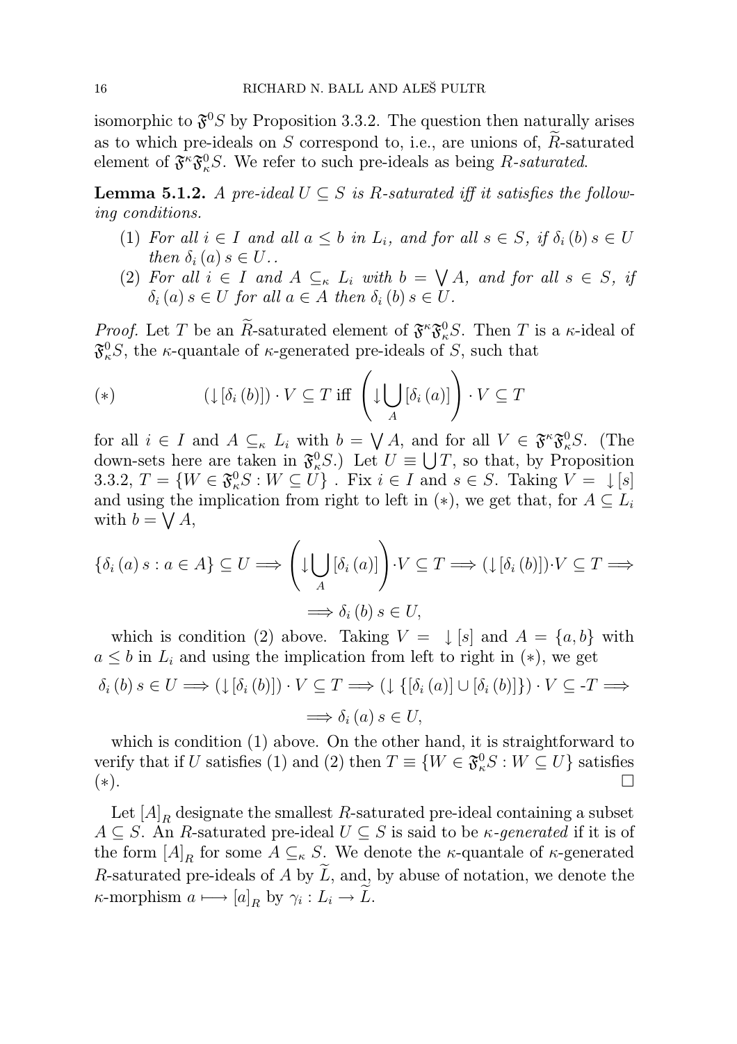isomorphic to $\mathfrak{F}^0 S$ by Proposition 3.3.2. The question then naturally arises as to which pre-ideals on $S$ correspond to, i.e., are unions of, $\widetilde{R}$-saturated element of $\mathfrak{F}^\kappa \mathfrak{F}^0_\kappa S$. We refer to such pre-ideals as being *$R$-saturated*.

**Lemma 5.1.2.** *A pre-ideal $U \subseteq S$ is $R$-saturated iff it satisfies the following conditions.*

1. *For all $i \in I$ and all $a \leq b$ in $L_i$, and for all $s \in S$, if $\delta_i(b)\, s \in U$ then $\delta_i(a)\, s \in U$..*
2. *For all $i \in I$ and $A \subseteq_\kappa L_i$ with $b = \bigvee A$, and for all $s \in S$, if $\delta_i(a)\, s \in U$ for all $a \in A$ then $\delta_i(b)\, s \in U$.*

*Proof.* Let $T$ be an $\widetilde{R}$-saturated element of $\mathfrak{F}^\kappa \mathfrak{F}^0_\kappa S$. Then $T$ is a $\kappa$-ideal of $\mathfrak{F}^0_\kappa S$, the $\kappa$-quantale of $\kappa$-generated pre-ideals of $S$, such that

$$(*) \qquad (\downarrow [\delta_i(b)]) \cdot V \subseteq T \text{ iff } \left( \downarrow \bigcup_A [\delta_i(a)] \right) \cdot V \subseteq T$$

for all $i \in I$ and $A \subseteq_\kappa L_i$ with $b = \bigvee A$, and for all $V \in \mathfrak{F}^\kappa \mathfrak{F}^0_\kappa S$. (The down-sets here are taken in $\mathfrak{F}^0_\kappa S$.) Let $U \equiv \bigcup T$, so that, by Proposition 3.3.2, $T = \{W \in \mathfrak{F}^0_\kappa S : W \subseteq U\}$ . Fix $i \in I$ and $s \in S$. Taking $V = \downarrow [s]$ and using the implication from right to left in $(*)$, we get that, for $A \subseteq L_i$ with $b = \bigvee A$,

$$\{\delta_i(a)\, s : a \in A\} \subseteq U \Longrightarrow \left( \downarrow \bigcup_A [\delta_i(a)] \right) \cdot V \subseteq T \Longrightarrow (\downarrow [\delta_i(b)]) \cdot V \subseteq T \Longrightarrow$$
$$\Longrightarrow \delta_i(b)\, s \in U,$$

which is condition (2) above. Taking $V = \downarrow [s]$ and $A = \{a, b\}$ with $a \leq b$ in $L_i$ and using the implication from left to right in $(*)$, we get

$$\delta_i(b)\, s \in U \Longrightarrow (\downarrow [\delta_i(b)]) \cdot V \subseteq T \Longrightarrow (\downarrow \{[\delta_i(a)] \cup [\delta_i(b)]\}) \cdot V \subseteq \text{-}T \Longrightarrow$$
$$\Longrightarrow \delta_i(a)\, s \in U,$$

which is condition (1) above. On the other hand, it is straightforward to verify that if $U$ satisfies (1) and (2) then $T \equiv \{W \in \mathfrak{F}^0_\kappa S : W \subseteq U\}$ satisfies $(*)$. $\square$

Let $[A]_R$ designate the smallest $R$-saturated pre-ideal containing a subset $A \subseteq S$. An $R$-saturated pre-ideal $U \subseteq S$ is said to be *$\kappa$-generated* if it is of the form $[A]_R$ for some $A \subseteq_\kappa S$. We denote the $\kappa$-quantale of $\kappa$-generated $R$-saturated pre-ideals of $A$ by $\widetilde{L}$, and, by abuse of notation, we denote the $\kappa$-morphism $a \longmapsto [a]_R$ by $\gamma_i : L_i \to \widetilde{L}$.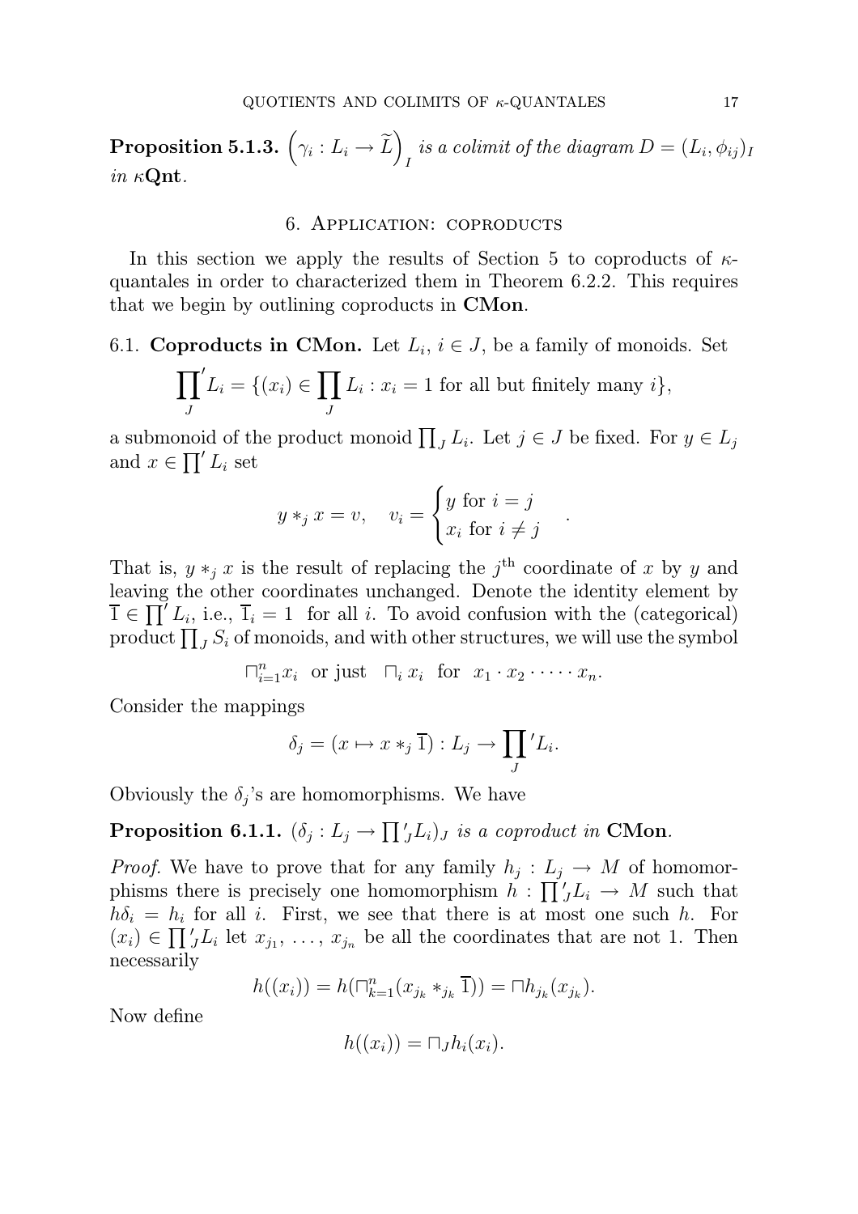**Proposition 5.1.3.** $\left(\gamma_i : L_i \to \widetilde{L}\right)_I$ *is a colimit of the diagram* $D = (L_i, \phi_{ij})_I$ *in* $\kappa$**Qnt**.

## 6. Application: coproducts

In this section we apply the results of Section 5 to coproducts of $\kappa$-quantales in order to characterized them in Theorem 6.2.2. This requires that we begin by outlining coproducts in **CMon**.

### 6.1. Coproducts in CMon.

Let $L_i$, $i \in J$, be a family of monoids. Set

$$\prod_J{}' L_i = \{(x_i) \in \prod_J L_i : x_i = 1 \text{ for all but finitely many } i\},$$

a submonoid of the product monoid $\prod_J L_i$. Let $j \in J$ be fixed. For $y \in L_j$ and $x \in \prod' L_i$ set

$$y *_j x = v, \quad v_i = \begin{cases} y \text{ for } i = j \\ x_i \text{ for } i \neq j \end{cases}.$$

That is, $y *_j x$ is the result of replacing the $j^{\text{th}}$ coordinate of $x$ by $y$ and leaving the other coordinates unchanged. Denote the identity element by $\overline{1} \in \prod' L_i$, i.e., $\overline{1}_i = 1$ for all $i$. To avoid confusion with the (categorical) product $\prod_J S_i$ of monoids, and with other structures, we will use the symbol

$$\sqcap_{i=1}^n x_i \text{ or just } \sqcap_i x_i \text{ for } x_1 \cdot x_2 \cdot \dots \cdot x_n.$$

Consider the mappings

$$\delta_j = (x \mapsto x *_j \overline{1}) : L_j \to \prod_J{}' L_i.$$

Obviously the $\delta_j$'s are homomorphisms. We have

**Proposition 6.1.1.** $(\delta_j : L_j \to \prod'_J L_i)_J$ *is a coproduct in* **CMon**.

*Proof.* We have to prove that for any family $h_j : L_j \to M$ of homomorphisms there is precisely one homomorphism $h : \prod'_J L_i \to M$ such that $h\delta_i = h_i$ for all $i$. First, we see that there is at most one such $h$. For $(x_i) \in \prod'_J L_i$ let $x_{j_1}, \dots, x_{j_n}$ be all the coordinates that are not 1. Then necessarily

$$h((x_i)) = h(\sqcap_{k=1}^n (x_{j_k} *_{j_k} \overline{1})) = \sqcap h_{j_k}(x_{j_k}).$$

Now define

$$h((x_i)) = \sqcap_J h_i(x_i).$$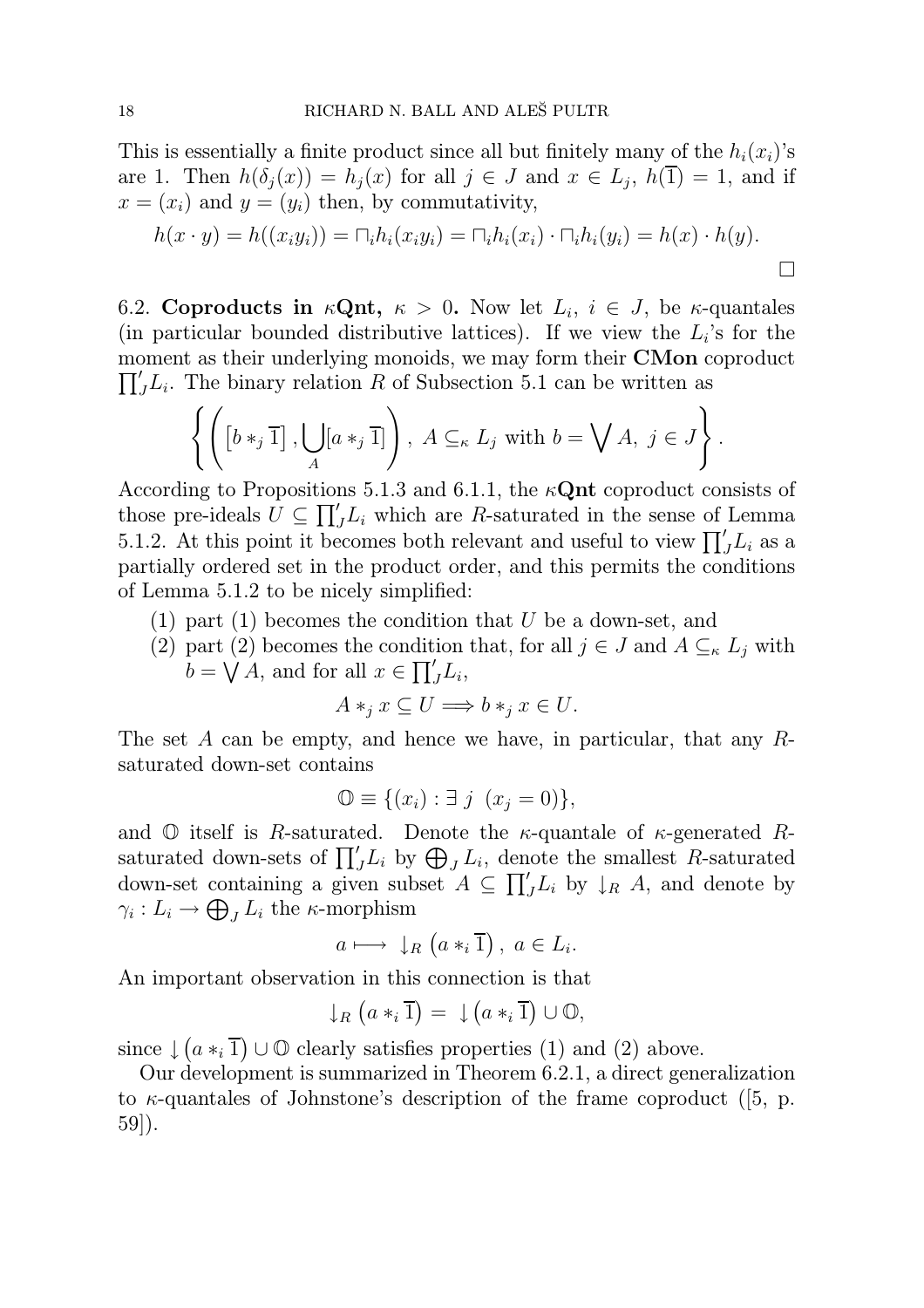This is essentially a finite product since all but finitely many of the $h_i(x_i)$'s are 1. Then $h(\delta_j(x)) = h_j(x)$ for all $j \in J$ and $x \in L_j$, $h(\overline{1}) = 1$, and if $x = (x_i)$ and $y = (y_i)$ then, by commutativity,

$$h(x \cdot y) = h((x_i y_i)) = \sqcap_i h_i(x_i y_i) = \sqcap_i h_i(x_i) \cdot \sqcap_i h_i(y_i) = h(x) \cdot h(y).$$

□

6.2. **Coproducts in $\kappa$Qnt, $\kappa > 0$.** Now let $L_i$, $i \in J$, be $\kappa$-quantales (in particular bounded distributive lattices). If we view the $L_i$'s for the moment as their underlying monoids, we may form their **CMon** coproduct $\prod'_J L_i$. The binary relation $R$ of Subsection 5.1 can be written as

$$\left\{ \left( \left[ b *_j \overline{1} \right], \bigcup_A [a *_j \overline{1}] \right),\ A \subseteq_\kappa L_j \text{ with } b = \bigvee A,\ j \in J \right\}.$$

According to Propositions 5.1.3 and 6.1.1, the $\kappa$**Qnt** coproduct consists of those pre-ideals $U \subseteq \prod'_J L_i$ which are $R$-saturated in the sense of Lemma 5.1.2. At this point it becomes both relevant and useful to view $\prod'_J L_i$ as a partially ordered set in the product order, and this permits the conditions of Lemma 5.1.2 to be nicely simplified:

1. part (1) becomes the condition that $U$ be a down-set, and
2. part (2) becomes the condition that, for all $j \in J$ and $A \subseteq_\kappa L_j$ with $b = \bigvee A$, and for all $x \in \prod'_J L_i$,

$$A *_j x \subseteq U \Longrightarrow b *_j x \in U.$$

The set $A$ can be empty, and hence we have, in particular, that any $R$-saturated down-set contains

$$\mathbb{O} \equiv \{(x_i) : \exists\ j\ \ (x_j = 0)\},$$

and $\mathbb{O}$ itself is $R$-saturated. Denote the $\kappa$-quantale of $\kappa$-generated $R$-saturated down-sets of $\prod'_J L_i$ by $\bigoplus_J L_i$, denote the smallest $R$-saturated down-set containing a given subset $A \subseteq \prod'_J L_i$ by $\downarrow_R A$, and denote by $\gamma_i : L_i \to \bigoplus_J L_i$ the $\kappa$-morphism

$$a \longmapsto\ \downarrow_R \left(a *_i \overline{1}\right),\ a \in L_i.$$

An important observation in this connection is that

$$\downarrow_R \left(a *_i \overline{1}\right) =\ \downarrow \left(a *_i \overline{1}\right) \cup \mathbb{O},$$

since $\downarrow \left(a *_i \overline{1}\right) \cup \mathbb{O}$ clearly satisfies properties (1) and (2) above.

Our development is summarized in Theorem 6.2.1, a direct generalization to $\kappa$-quantales of Johnstone's description of the frame coproduct ([5, p. 59]).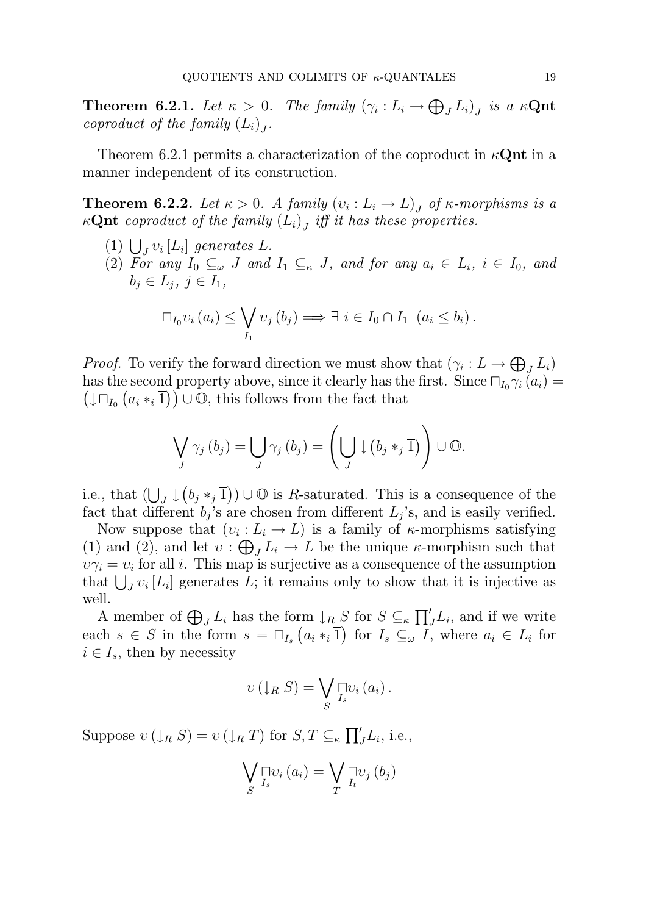**Theorem 6.2.1.** *Let $\kappa > 0$. The family $\left(\gamma_i : L_i \to \bigoplus_J L_i\right)_J$ is a* $\kappa$**Qnt** *coproduct of the family $(L_i)_J$.*

Theorem 6.2.1 permits a characterization of the coproduct in $\kappa$**Qnt** in a manner independent of its construction.

**Theorem 6.2.2.** *Let $\kappa > 0$. A family $(\upsilon_i : L_i \to L)_J$ of $\kappa$-morphisms is a* $\kappa$**Qnt** *coproduct of the family $(L_i)_J$ iff it has these properties.*

1. *$\bigcup_J \upsilon_i [L_i]$ generates $L$.*
2. *For any $I_0 \subseteq_\omega J$ and $I_1 \subseteq_\kappa J$, and for any $a_i \in L_i$, $i \in I_0$, and $b_j \in L_j$, $j \in I_1$,*

$$\sqcap_{I_0} \upsilon_i (a_i) \leq \bigvee_{I_1} \upsilon_j (b_j) \Longrightarrow \exists\ i \in I_0 \cap I_1 \ \ (a_i \leq b_i)\,.$$

*Proof.* To verify the forward direction we must show that $\left(\gamma_i : L \to \bigoplus_J L_i\right)$ has the second property above, since it clearly has the first. Since $\sqcap_{I_0} \gamma_i (a_i) = \left(\downarrow \sqcap_{I_0} \left(a_i *_i \overline{1}\right)\right) \cup \mathbb{O}$, this follows from the fact that

$$\bigvee_J \gamma_j (b_j) = \bigcup_J \gamma_j (b_j) = \left(\bigcup_J \downarrow \left(b_j *_j \overline{1}\right)\right) \cup \mathbb{O}.$$

i.e., that $\left(\bigcup_J \downarrow \left(b_j *_j \overline{1}\right)\right) \cup \mathbb{O}$ is $R$-saturated. This is a consequence of the fact that different $b_j$'s are chosen from different $L_j$'s, and is easily verified.

Now suppose that $(\upsilon_i : L_i \to L)$ is a family of $\kappa$-morphisms satisfying (1) and (2), and let $\upsilon : \bigoplus_J L_i \to L$ be the unique $\kappa$-morphism such that $\upsilon \gamma_i = \upsilon_i$ for all $i$. This map is surjective as a consequence of the assumption that $\bigcup_J \upsilon_i [L_i]$ generates $L$; it remains only to show that it is injective as well.

A member of $\bigoplus_J L_i$ has the form $\downarrow_R S$ for $S \subseteq_\kappa \prod'_J L_i$, and if we write each $s \in S$ in the form $s = \sqcap_{I_s} \left(a_i *_i \overline{1}\right)$ for $I_s \subseteq_\omega I$, where $a_i \in L_i$ for $i \in I_s$, then by necessity

$$\upsilon \left(\downarrow_R S\right) = \bigvee_S \sqcap_{I_s} \upsilon_i (a_i)\,.$$

Suppose $\upsilon \left(\downarrow_R S\right) = \upsilon \left(\downarrow_R T\right)$ for $S, T \subseteq_\kappa \prod'_J L_i$, i.e.,

$$\bigvee_S \sqcap_{I_s} \upsilon_i (a_i) = \bigvee_T \sqcap_{I_t} \upsilon_j (b_j)$$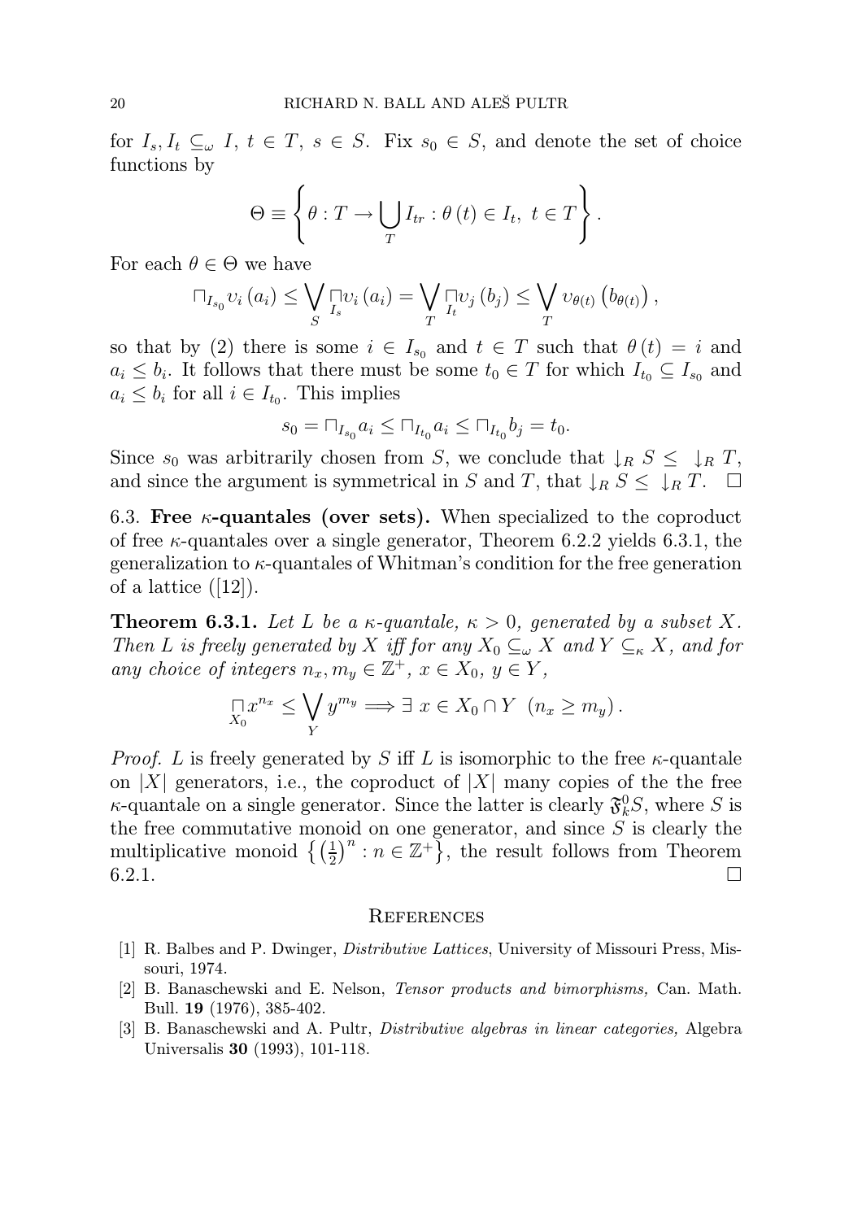for $I_s, I_t \subseteq_\omega I$, $t \in T$, $s \in S$. Fix $s_0 \in S$, and denote the set of choice functions by

$$\Theta \equiv \left\{ \theta : T \to \bigcup_T I_{tr} : \theta(t) \in I_t,\ t \in T \right\}.$$

For each $\theta \in \Theta$ we have

$$\sqcap_{I_{s_0}} \upsilon_i(a_i) \leq \bigvee_S \underset{I_s}{\sqcap} \upsilon_i(a_i) = \bigvee_T \underset{I_t}{\sqcap} \upsilon_j(b_j) \leq \bigvee_T \upsilon_{\theta(t)}\left(b_{\theta(t)}\right),$$

so that by (2) there is some $i \in I_{s_0}$ and $t \in T$ such that $\theta(t) = i$ and $a_i \leq b_i$. It follows that there must be some $t_0 \in T$ for which $I_{t_0} \subseteq I_{s_0}$ and $a_i \leq b_i$ for all $i \in I_{t_0}$. This implies

$$s_0 = \sqcap_{I_{s_0}} a_i \leq \sqcap_{I_{t_0}} a_i \leq \sqcap_{I_{t_0}} b_j = t_0.$$

Since $s_0$ was arbitrarily chosen from $S$, we conclude that $\downarrow_R S \leq \ \downarrow_R T$, and since the argument is symmetrical in $S$ and $T$, that $\downarrow_R S \leq \ \downarrow_R T$. $\square$

6.3. **Free $\kappa$-quantales (over sets).** When specialized to the coproduct of free $\kappa$-quantales over a single generator, Theorem 6.2.2 yields 6.3.1, the generalization to $\kappa$-quantales of Whitman's condition for the free generation of a lattice ([12]).

**Theorem 6.3.1.** *Let $L$ be a $\kappa$-quantale, $\kappa > 0$, generated by a subset $X$. Then $L$ is freely generated by $X$ iff for any $X_0 \subseteq_\omega X$ and $Y \subseteq_\kappa X$, and for any choice of integers $n_x, m_y \in \mathbb{Z}^+$, $x \in X_0$, $y \in Y$,*

$$\underset{X_0}{\sqcap} x^{n_x} \leq \bigvee_Y y^{m_y} \Longrightarrow \exists\ x \in X_0 \cap Y\ \ (n_x \geq m_y).$$

*Proof.* $L$ is freely generated by $S$ iff $L$ is isomorphic to the free $\kappa$-quantale on $|X|$ generators, i.e., the coproduct of $|X|$ many copies of the the free $\kappa$-quantale on a single generator. Since the latter is clearly $\mathfrak{F}_k^0 S$, where $S$ is the free commutative monoid on one generator, and since $S$ is clearly the multiplicative monoid $\left\{ \left(\frac{1}{2}\right)^n : n \in \mathbb{Z}^+ \right\}$, the result follows from Theorem 6.2.1. $\square$

## References

[1] R. Balbes and P. Dwinger, *Distributive Lattices*, University of Missouri Press, Missouri, 1974.

[2] B. Banaschewski and E. Nelson, *Tensor products and bimorphisms,* Can. Math. Bull. **19** (1976), 385-402.

[3] B. Banaschewski and A. Pultr, *Distributive algebras in linear categories,* Algebra Universalis **30** (1993), 101-118.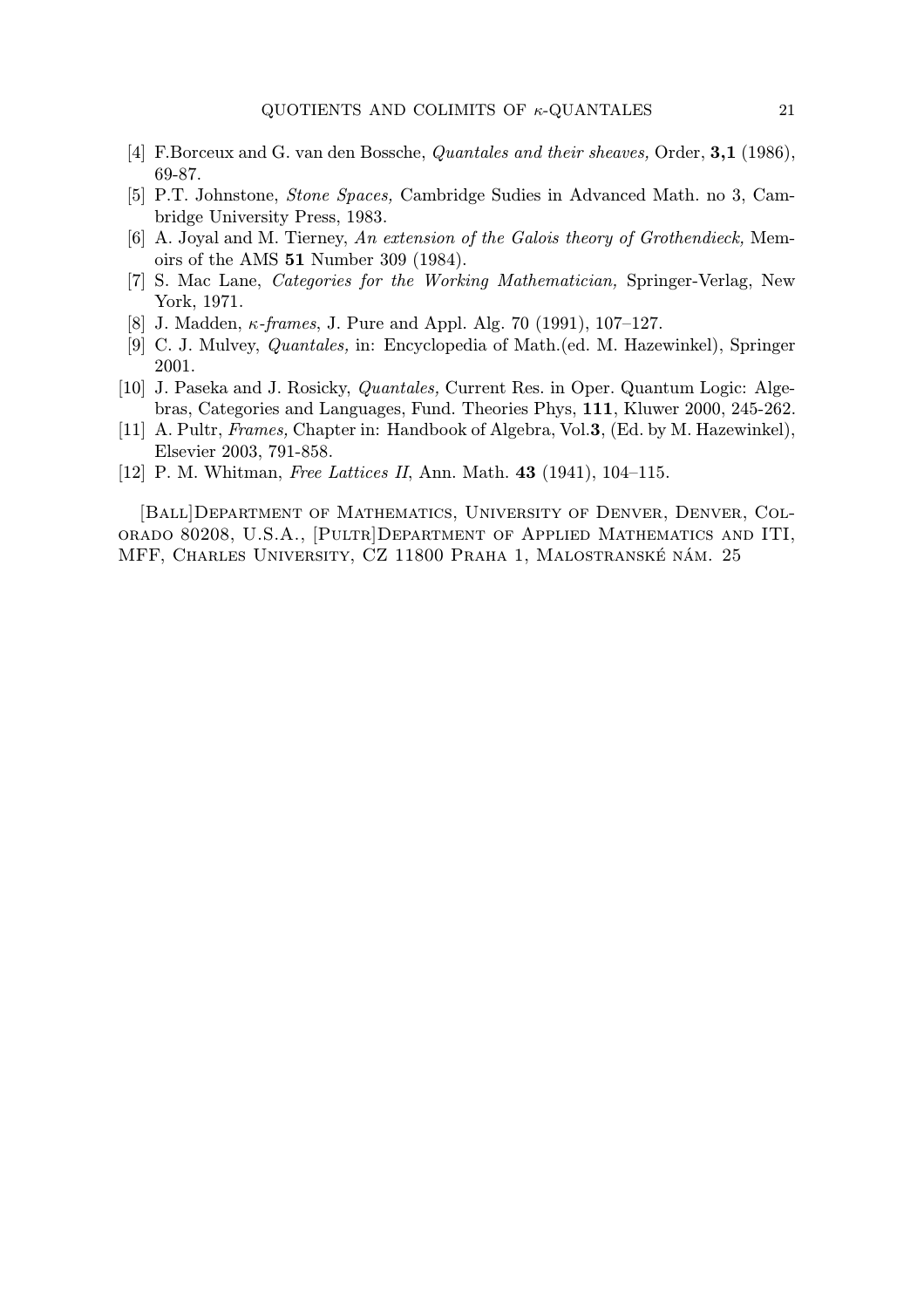[4] F.Borceux and G. van den Bossche, *Quantales and their sheaves,* Order, **3,1** (1986), 69-87.

[5] P.T. Johnstone, *Stone Spaces,* Cambridge Sudies in Advanced Math. no 3, Cambridge University Press, 1983.

[6] A. Joyal and M. Tierney, *An extension of the Galois theory of Grothendieck,* Memoirs of the AMS **51** Number 309 (1984).

[7] S. Mac Lane, *Categories for the Working Mathematician,* Springer-Verlag, New York, 1971.

[8] J. Madden, *$\kappa$-frames*, J. Pure and Appl. Alg. 70 (1991), 107–127.

[9] C. J. Mulvey, *Quantales,* in: Encyclopedia of Math.(ed. M. Hazewinkel), Springer 2001.

[10] J. Paseka and J. Rosicky, *Quantales,* Current Res. in Oper. Quantum Logic: Algebras, Categories and Languages, Fund. Theories Phys, **111**, Kluwer 2000, 245-262.

[11] A. Pultr, *Frames,* Chapter in: Handbook of Algebra, Vol.**3**, (Ed. by M. Hazewinkel), Elsevier 2003, 791-858.

[12] P. M. Whitman, *Free Lattices II*, Ann. Math. **43** (1941), 104–115.

[Ball]Department of Mathematics, University of Denver, Denver, Colorado 80208, U.S.A., [Pultr]Department of Applied Mathematics and ITI, MFF, Charles University, CZ 11800 Praha 1, Malostranské nám. 25